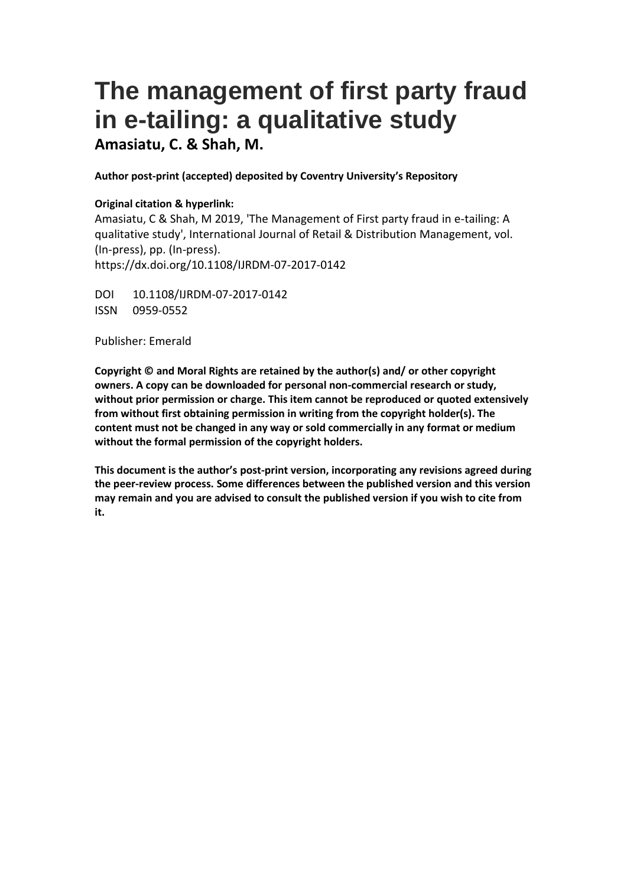# The management of first party fraud in e-tailing: a qualitative study

**Amasiatu, C. & Shah, M.**

**Author post-print (accepted) deposited by Coventry University's Repository**

**Original citation & hyperlink:**

Amasiatu, C & Shah, M 2019, 'The Management of First party fraud in e-tailing: A qualitative study', International Journal of Retail & Distribution Management, vol. (In-press), pp. (In-press).
https://dx.doi.org/10.1108/IJRDM-07-2017-0142

DOI 10.1108/IJRDM-07-2017-0142
ISSN 0959-0552

Publisher: Emerald

**Copyright © and Moral Rights are retained by the author(s) and/ or other copyright owners. A copy can be downloaded for personal non-commercial research or study, without prior permission or charge. This item cannot be reproduced or quoted extensively from without first obtaining permission in writing from the copyright holder(s). The content must not be changed in any way or sold commercially in any format or medium without the formal permission of the copyright holders.**

**This document is the author's post-print version, incorporating any revisions agreed during the peer-review process. Some differences between the published version and this version may remain and you are advised to consult the published version if you wish to cite from it.**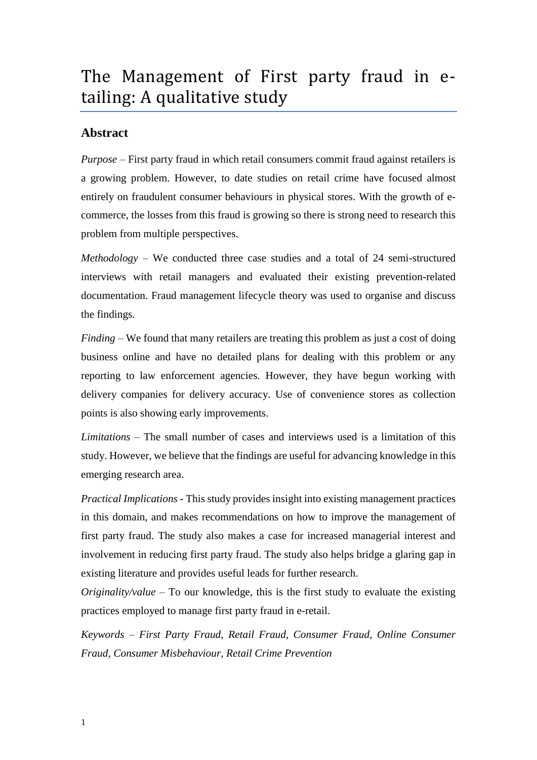# The Management of First party fraud in e-tailing: A qualitative study

## Abstract

*Purpose* – First party fraud in which retail consumers commit fraud against retailers is a growing problem. However, to date studies on retail crime have focused almost entirely on fraudulent consumer behaviours in physical stores. With the growth of e-commerce, the losses from this fraud is growing so there is strong need to research this problem from multiple perspectives.

*Methodology* – We conducted three case studies and a total of 24 semi-structured interviews with retail managers and evaluated their existing prevention-related documentation. Fraud management lifecycle theory was used to organise and discuss the findings.

*Finding* – We found that many retailers are treating this problem as just a cost of doing business online and have no detailed plans for dealing with this problem or any reporting to law enforcement agencies. However, they have begun working with delivery companies for delivery accuracy. Use of convenience stores as collection points is also showing early improvements.

*Limitations* – The small number of cases and interviews used is a limitation of this study. However, we believe that the findings are useful for advancing knowledge in this emerging research area.

*Practical Implications* - This study provides insight into existing management practices in this domain, and makes recommendations on how to improve the management of first party fraud. The study also makes a case for increased managerial interest and involvement in reducing first party fraud. The study also helps bridge a glaring gap in existing literature and provides useful leads for further research.

*Originality/value* – To our knowledge, this is the first study to evaluate the existing practices employed to manage first party fraud in e-retail.

*Keywords* – *First Party Fraud, Retail Fraud, Consumer Fraud, Online Consumer Fraud, Consumer Misbehaviour, Retail Crime Prevention*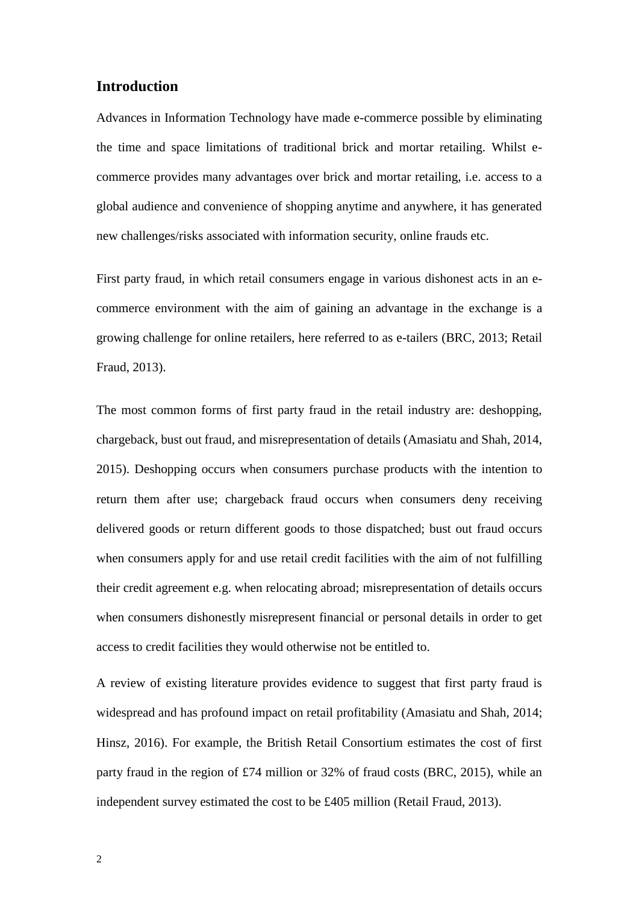## Introduction

Advances in Information Technology have made e-commerce possible by eliminating the time and space limitations of traditional brick and mortar retailing. Whilst e-commerce provides many advantages over brick and mortar retailing, i.e. access to a global audience and convenience of shopping anytime and anywhere, it has generated new challenges/risks associated with information security, online frauds etc.

First party fraud, in which retail consumers engage in various dishonest acts in an e-commerce environment with the aim of gaining an advantage in the exchange is a growing challenge for online retailers, here referred to as e-tailers (BRC, 2013; Retail Fraud, 2013).

The most common forms of first party fraud in the retail industry are: deshopping, chargeback, bust out fraud, and misrepresentation of details (Amasiatu and Shah, 2014, 2015). Deshopping occurs when consumers purchase products with the intention to return them after use; chargeback fraud occurs when consumers deny receiving delivered goods or return different goods to those dispatched; bust out fraud occurs when consumers apply for and use retail credit facilities with the aim of not fulfilling their credit agreement e.g. when relocating abroad; misrepresentation of details occurs when consumers dishonestly misrepresent financial or personal details in order to get access to credit facilities they would otherwise not be entitled to.

A review of existing literature provides evidence to suggest that first party fraud is widespread and has profound impact on retail profitability (Amasiatu and Shah, 2014; Hinsz, 2016). For example, the British Retail Consortium estimates the cost of first party fraud in the region of £74 million or 32% of fraud costs (BRC, 2015), while an independent survey estimated the cost to be £405 million (Retail Fraud, 2013).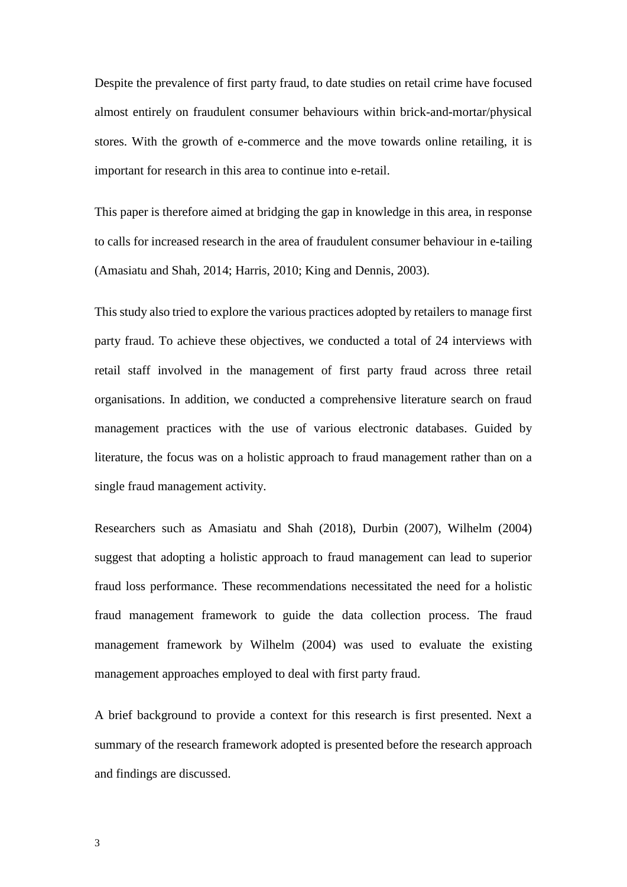Despite the prevalence of first party fraud, to date studies on retail crime have focused almost entirely on fraudulent consumer behaviours within brick-and-mortar/physical stores. With the growth of e-commerce and the move towards online retailing, it is important for research in this area to continue into e-retail.

This paper is therefore aimed at bridging the gap in knowledge in this area, in response to calls for increased research in the area of fraudulent consumer behaviour in e-tailing (Amasiatu and Shah, 2014; Harris, 2010; King and Dennis, 2003).

This study also tried to explore the various practices adopted by retailers to manage first party fraud. To achieve these objectives, we conducted a total of 24 interviews with retail staff involved in the management of first party fraud across three retail organisations. In addition, we conducted a comprehensive literature search on fraud management practices with the use of various electronic databases. Guided by literature, the focus was on a holistic approach to fraud management rather than on a single fraud management activity.

Researchers such as Amasiatu and Shah (2018), Durbin (2007), Wilhelm (2004) suggest that adopting a holistic approach to fraud management can lead to superior fraud loss performance. These recommendations necessitated the need for a holistic fraud management framework to guide the data collection process. The fraud management framework by Wilhelm (2004) was used to evaluate the existing management approaches employed to deal with first party fraud.

A brief background to provide a context for this research is first presented. Next a summary of the research framework adopted is presented before the research approach and findings are discussed.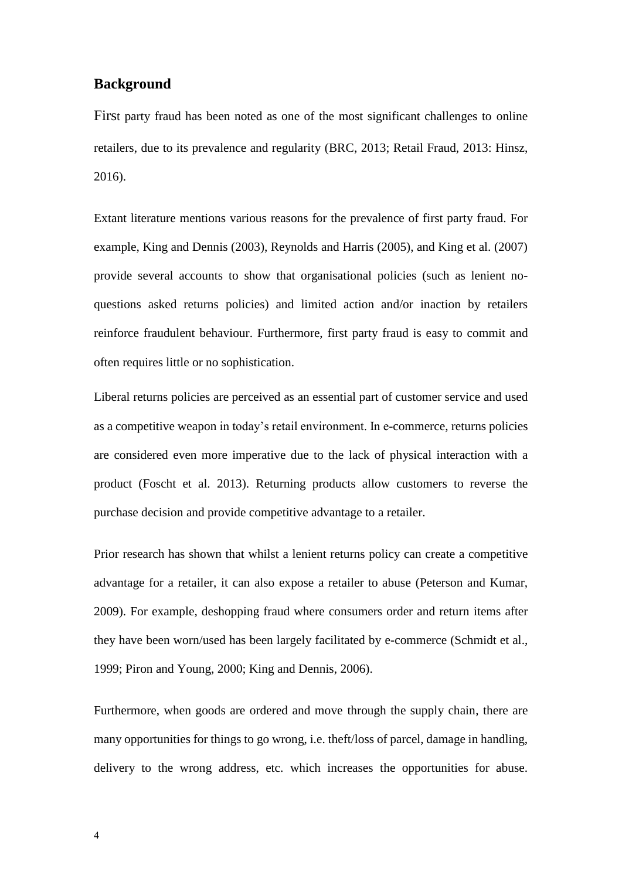## Background

First party fraud has been noted as one of the most significant challenges to online retailers, due to its prevalence and regularity (BRC, 2013; Retail Fraud, 2013: Hinsz, 2016).

Extant literature mentions various reasons for the prevalence of first party fraud. For example, King and Dennis (2003), Reynolds and Harris (2005), and King et al. (2007) provide several accounts to show that organisational policies (such as lenient no-questions asked returns policies) and limited action and/or inaction by retailers reinforce fraudulent behaviour. Furthermore, first party fraud is easy to commit and often requires little or no sophistication.

Liberal returns policies are perceived as an essential part of customer service and used as a competitive weapon in today's retail environment. In e-commerce, returns policies are considered even more imperative due to the lack of physical interaction with a product (Foscht et al. 2013). Returning products allow customers to reverse the purchase decision and provide competitive advantage to a retailer.

Prior research has shown that whilst a lenient returns policy can create a competitive advantage for a retailer, it can also expose a retailer to abuse (Peterson and Kumar, 2009). For example, deshopping fraud where consumers order and return items after they have been worn/used has been largely facilitated by e-commerce (Schmidt et al., 1999; Piron and Young, 2000; King and Dennis, 2006).

Furthermore, when goods are ordered and move through the supply chain, there are many opportunities for things to go wrong, i.e. theft/loss of parcel, damage in handling, delivery to the wrong address, etc. which increases the opportunities for abuse.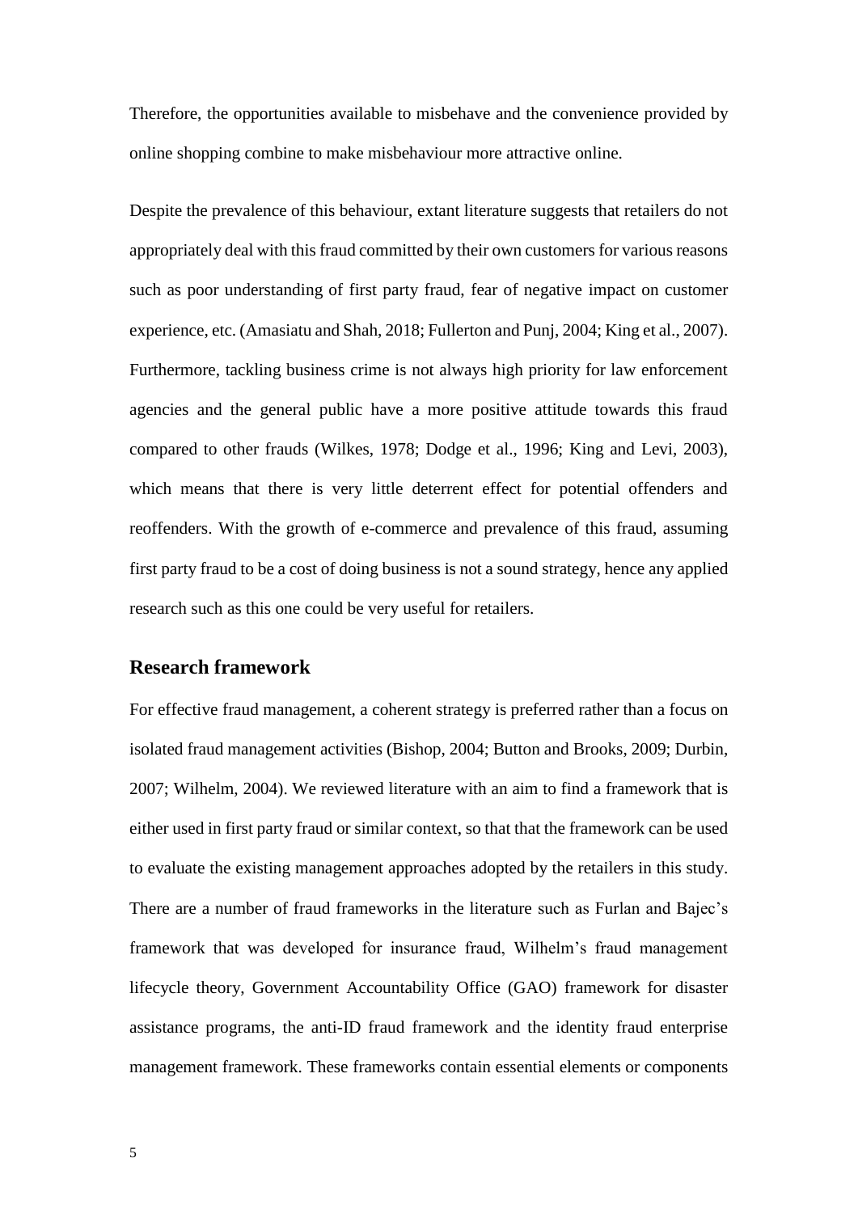Therefore, the opportunities available to misbehave and the convenience provided by online shopping combine to make misbehaviour more attractive online.

Despite the prevalence of this behaviour, extant literature suggests that retailers do not appropriately deal with this fraud committed by their own customers for various reasons such as poor understanding of first party fraud, fear of negative impact on customer experience, etc. (Amasiatu and Shah, 2018; Fullerton and Punj, 2004; King et al., 2007). Furthermore, tackling business crime is not always high priority for law enforcement agencies and the general public have a more positive attitude towards this fraud compared to other frauds (Wilkes, 1978; Dodge et al., 1996; King and Levi, 2003), which means that there is very little deterrent effect for potential offenders and reoffenders. With the growth of e-commerce and prevalence of this fraud, assuming first party fraud to be a cost of doing business is not a sound strategy, hence any applied research such as this one could be very useful for retailers.

## Research framework

For effective fraud management, a coherent strategy is preferred rather than a focus on isolated fraud management activities (Bishop, 2004; Button and Brooks, 2009; Durbin, 2007; Wilhelm, 2004). We reviewed literature with an aim to find a framework that is either used in first party fraud or similar context, so that that the framework can be used to evaluate the existing management approaches adopted by the retailers in this study. There are a number of fraud frameworks in the literature such as Furlan and Bajec's framework that was developed for insurance fraud, Wilhelm's fraud management lifecycle theory, Government Accountability Office (GAO) framework for disaster assistance programs, the anti-ID fraud framework and the identity fraud enterprise management framework. These frameworks contain essential elements or components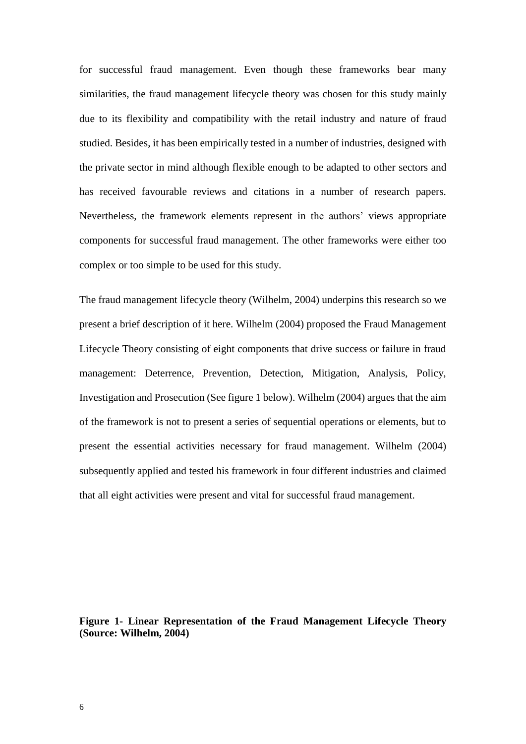for successful fraud management. Even though these frameworks bear many similarities, the fraud management lifecycle theory was chosen for this study mainly due to its flexibility and compatibility with the retail industry and nature of fraud studied. Besides, it has been empirically tested in a number of industries, designed with the private sector in mind although flexible enough to be adapted to other sectors and has received favourable reviews and citations in a number of research papers. Nevertheless, the framework elements represent in the authors' views appropriate components for successful fraud management. The other frameworks were either too complex or too simple to be used for this study.

The fraud management lifecycle theory (Wilhelm, 2004) underpins this research so we present a brief description of it here. Wilhelm (2004) proposed the Fraud Management Lifecycle Theory consisting of eight components that drive success or failure in fraud management: Deterrence, Prevention, Detection, Mitigation, Analysis, Policy, Investigation and Prosecution (See figure 1 below). Wilhelm (2004) argues that the aim of the framework is not to present a series of sequential operations or elements, but to present the essential activities necessary for fraud management. Wilhelm (2004) subsequently applied and tested his framework in four different industries and claimed that all eight activities were present and vital for successful fraud management.

**Figure 1- Linear Representation of the Fraud Management Lifecycle Theory (Source: Wilhelm, 2004)**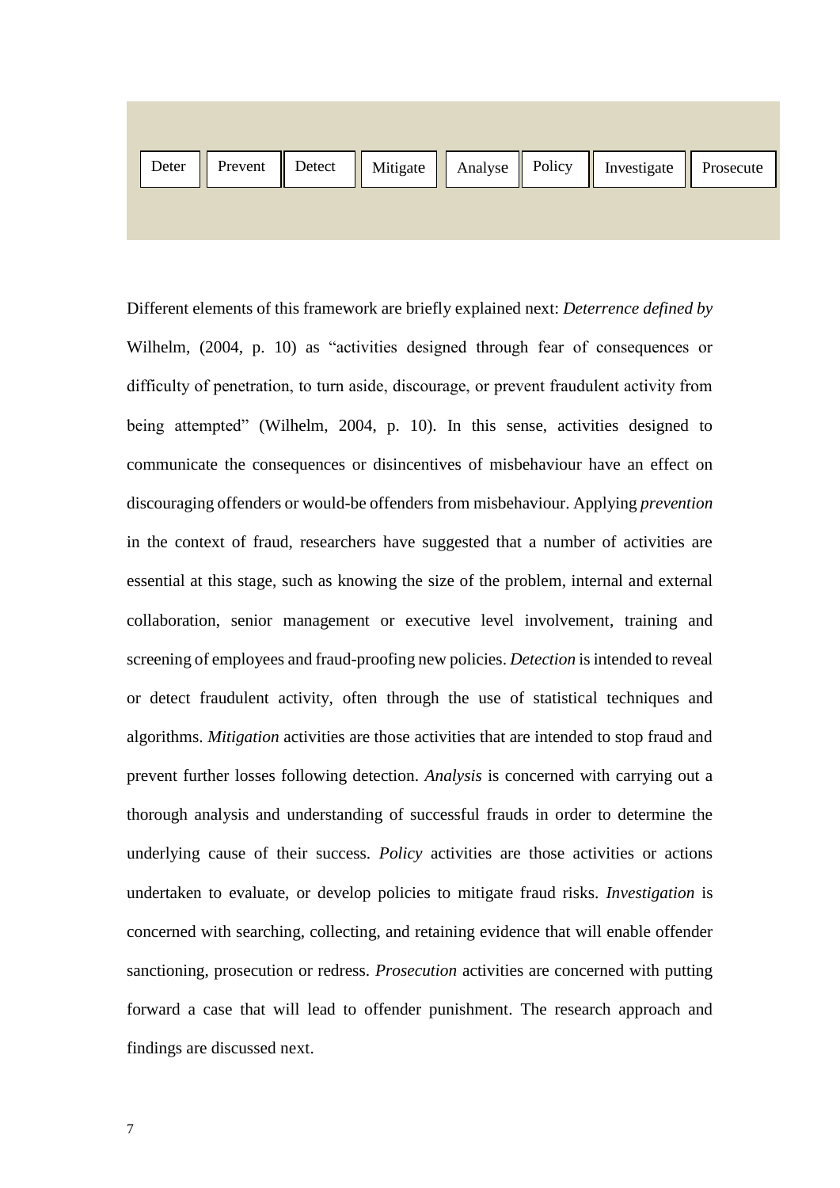| Deter | Prevent | Detect | Mitigate | Analyse | Policy | Investigate | Prosecute |
|---|---|---|---|---|---|---|---|

Different elements of this framework are briefly explained next: *Deterrence defined by* Wilhelm, (2004, p. 10) as "activities designed through fear of consequences or difficulty of penetration, to turn aside, discourage, or prevent fraudulent activity from being attempted" (Wilhelm, 2004, p. 10). In this sense, activities designed to communicate the consequences or disincentives of misbehaviour have an effect on discouraging offenders or would-be offenders from misbehaviour. Applying *prevention* in the context of fraud, researchers have suggested that a number of activities are essential at this stage, such as knowing the size of the problem, internal and external collaboration, senior management or executive level involvement, training and screening of employees and fraud-proofing new policies. *Detection* is intended to reveal or detect fraudulent activity, often through the use of statistical techniques and algorithms. *Mitigation* activities are those activities that are intended to stop fraud and prevent further losses following detection. *Analysis* is concerned with carrying out a thorough analysis and understanding of successful frauds in order to determine the underlying cause of their success. *Policy* activities are those activities or actions undertaken to evaluate, or develop policies to mitigate fraud risks. *Investigation* is concerned with searching, collecting, and retaining evidence that will enable offender sanctioning, prosecution or redress. *Prosecution* activities are concerned with putting forward a case that will lead to offender punishment. The research approach and findings are discussed next.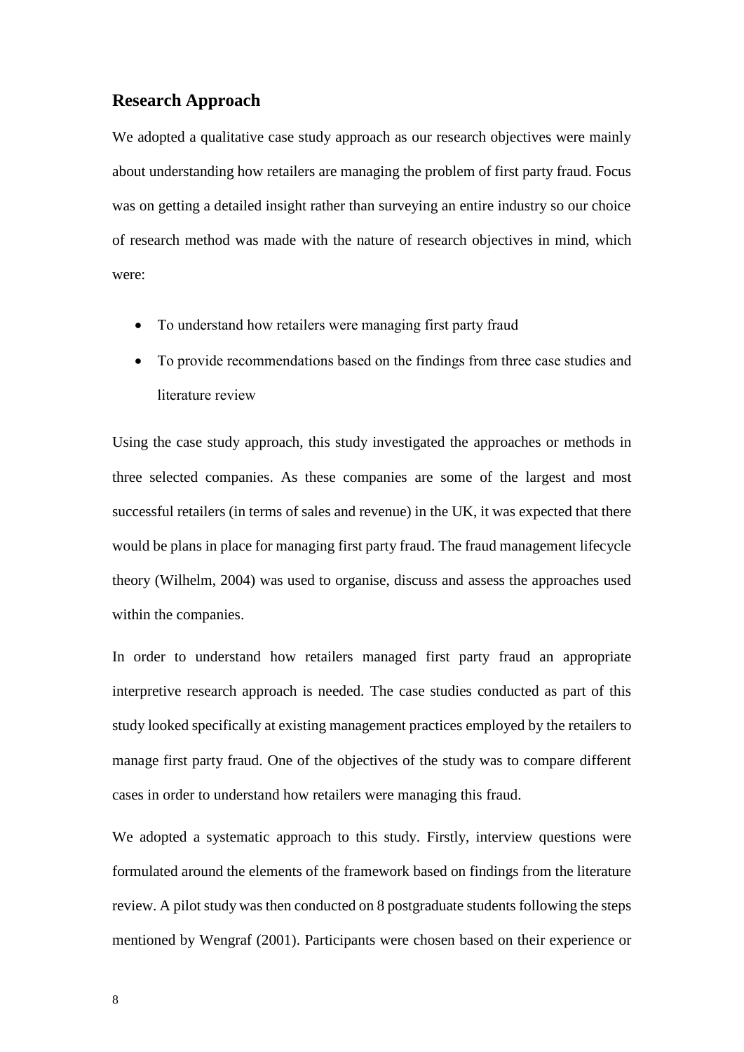## Research Approach

We adopted a qualitative case study approach as our research objectives were mainly about understanding how retailers are managing the problem of first party fraud. Focus was on getting a detailed insight rather than surveying an entire industry so our choice of research method was made with the nature of research objectives in mind, which were:

- To understand how retailers were managing first party fraud
- To provide recommendations based on the findings from three case studies and literature review

Using the case study approach, this study investigated the approaches or methods in three selected companies. As these companies are some of the largest and most successful retailers (in terms of sales and revenue) in the UK, it was expected that there would be plans in place for managing first party fraud. The fraud management lifecycle theory (Wilhelm, 2004) was used to organise, discuss and assess the approaches used within the companies.

In order to understand how retailers managed first party fraud an appropriate interpretive research approach is needed. The case studies conducted as part of this study looked specifically at existing management practices employed by the retailers to manage first party fraud. One of the objectives of the study was to compare different cases in order to understand how retailers were managing this fraud.

We adopted a systematic approach to this study. Firstly, interview questions were formulated around the elements of the framework based on findings from the literature review. A pilot study was then conducted on 8 postgraduate students following the steps mentioned by Wengraf (2001). Participants were chosen based on their experience or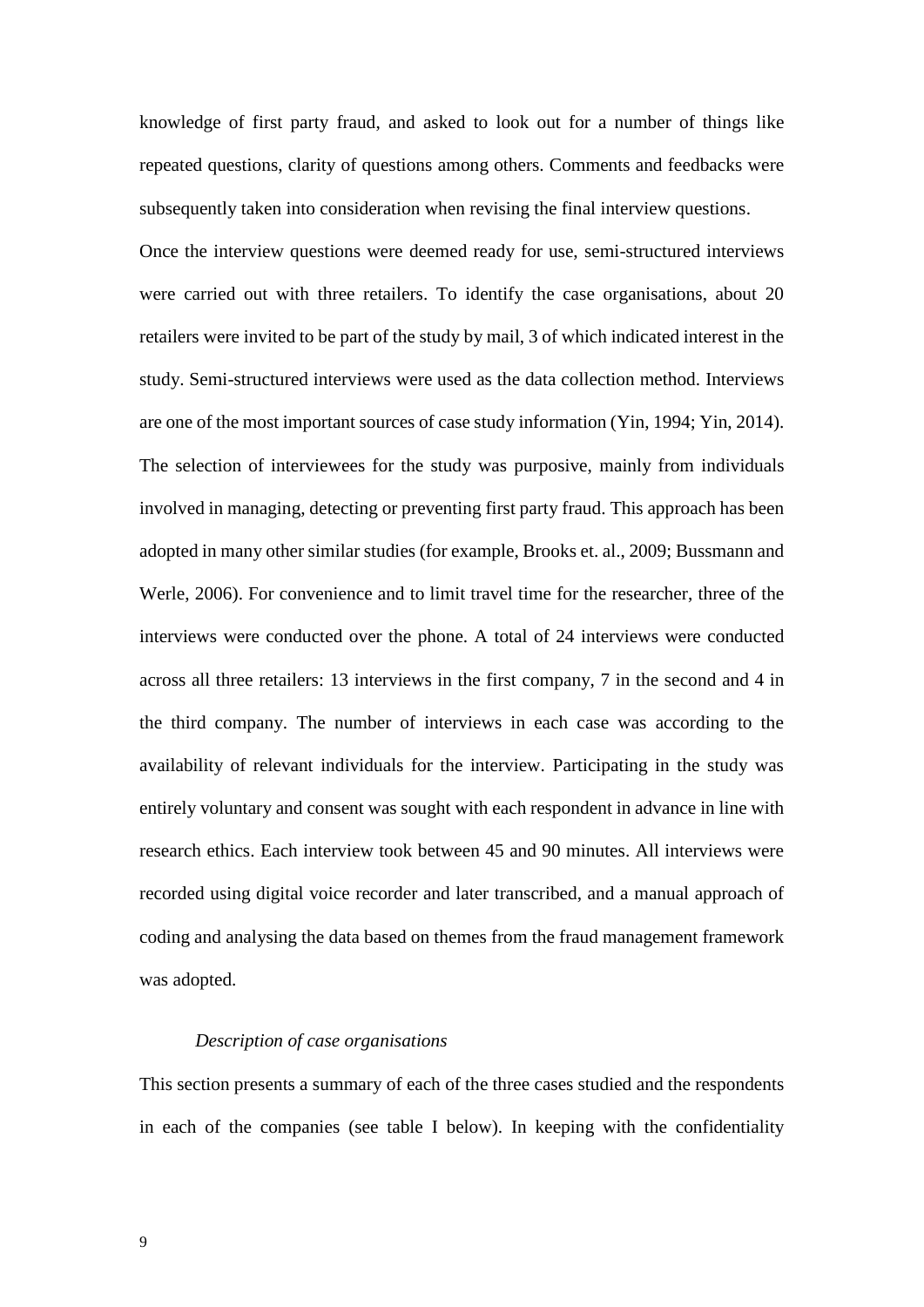knowledge of first party fraud, and asked to look out for a number of things like repeated questions, clarity of questions among others. Comments and feedbacks were subsequently taken into consideration when revising the final interview questions.

Once the interview questions were deemed ready for use, semi-structured interviews were carried out with three retailers. To identify the case organisations, about 20 retailers were invited to be part of the study by mail, 3 of which indicated interest in the study. Semi-structured interviews were used as the data collection method. Interviews are one of the most important sources of case study information (Yin, 1994; Yin, 2014). The selection of interviewees for the study was purposive, mainly from individuals involved in managing, detecting or preventing first party fraud. This approach has been adopted in many other similar studies (for example, Brooks et. al., 2009; Bussmann and Werle, 2006). For convenience and to limit travel time for the researcher, three of the interviews were conducted over the phone. A total of 24 interviews were conducted across all three retailers: 13 interviews in the first company, 7 in the second and 4 in the third company. The number of interviews in each case was according to the availability of relevant individuals for the interview. Participating in the study was entirely voluntary and consent was sought with each respondent in advance in line with research ethics. Each interview took between 45 and 90 minutes. All interviews were recorded using digital voice recorder and later transcribed, and a manual approach of coding and analysing the data based on themes from the fraud management framework was adopted.

### *Description of case organisations*

This section presents a summary of each of the three cases studied and the respondents in each of the companies (see table I below). In keeping with the confidentiality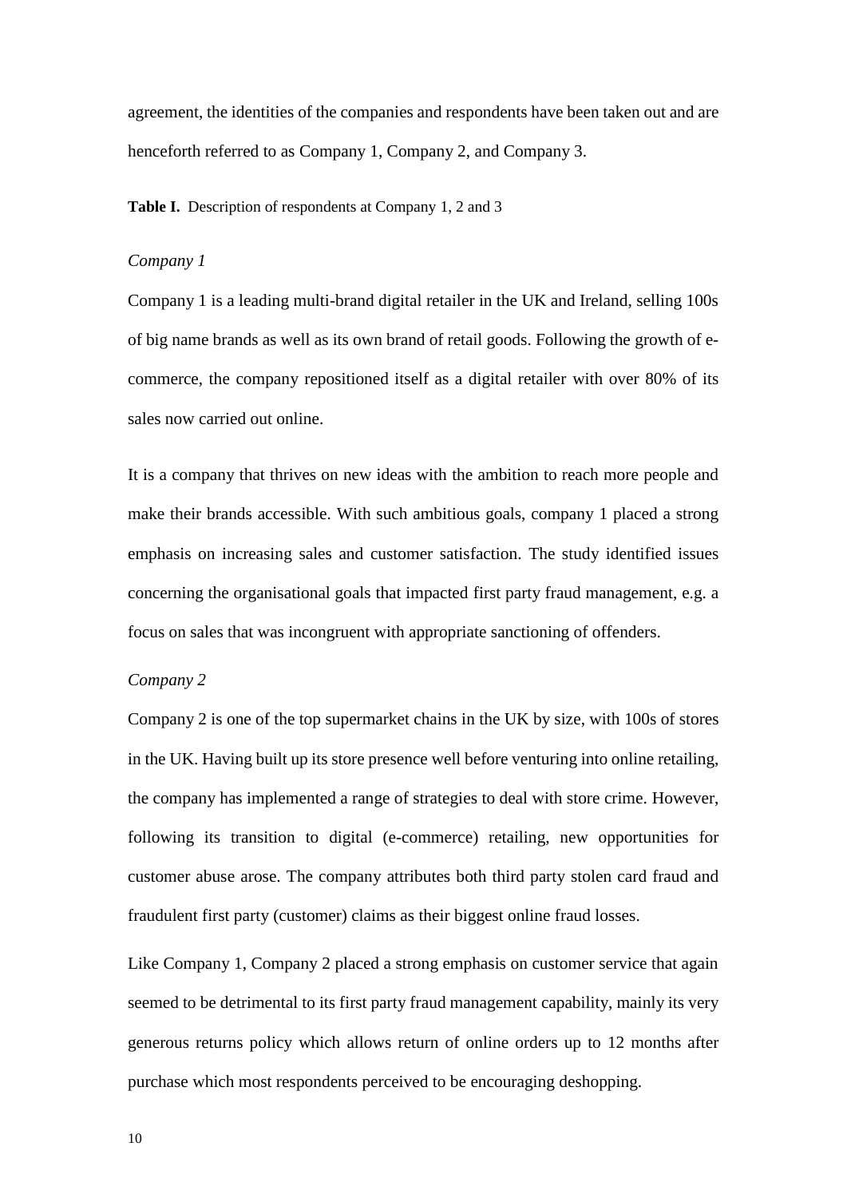agreement, the identities of the companies and respondents have been taken out and are henceforth referred to as Company 1, Company 2, and Company 3.

**Table I.** Description of respondents at Company 1, 2 and 3

*Company 1*

Company 1 is a leading multi-brand digital retailer in the UK and Ireland, selling 100s of big name brands as well as its own brand of retail goods. Following the growth of e-commerce, the company repositioned itself as a digital retailer with over 80% of its sales now carried out online.

It is a company that thrives on new ideas with the ambition to reach more people and make their brands accessible. With such ambitious goals, company 1 placed a strong emphasis on increasing sales and customer satisfaction. The study identified issues concerning the organisational goals that impacted first party fraud management, e.g. a focus on sales that was incongruent with appropriate sanctioning of offenders.

*Company 2*

Company 2 is one of the top supermarket chains in the UK by size, with 100s of stores in the UK. Having built up its store presence well before venturing into online retailing, the company has implemented a range of strategies to deal with store crime. However, following its transition to digital (e-commerce) retailing, new opportunities for customer abuse arose. The company attributes both third party stolen card fraud and fraudulent first party (customer) claims as their biggest online fraud losses.

Like Company 1, Company 2 placed a strong emphasis on customer service that again seemed to be detrimental to its first party fraud management capability, mainly its very generous returns policy which allows return of online orders up to 12 months after purchase which most respondents perceived to be encouraging deshopping.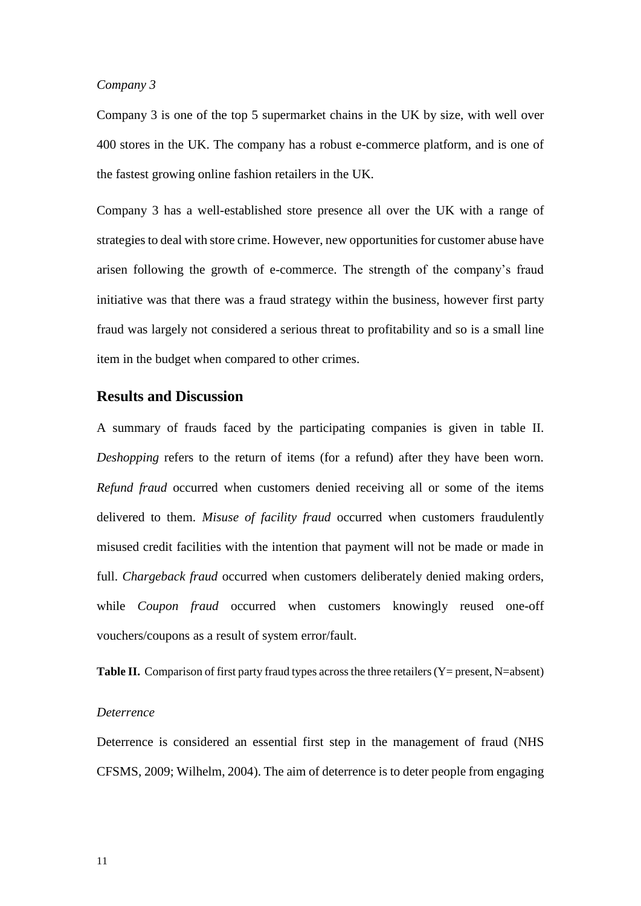*Company 3*

Company 3 is one of the top 5 supermarket chains in the UK by size, with well over 400 stores in the UK. The company has a robust e-commerce platform, and is one of the fastest growing online fashion retailers in the UK.

Company 3 has a well-established store presence all over the UK with a range of strategies to deal with store crime. However, new opportunities for customer abuse have arisen following the growth of e-commerce. The strength of the company's fraud initiative was that there was a fraud strategy within the business, however first party fraud was largely not considered a serious threat to profitability and so is a small line item in the budget when compared to other crimes.

## Results and Discussion

A summary of frauds faced by the participating companies is given in table II. *Deshopping* refers to the return of items (for a refund) after they have been worn. *Refund fraud* occurred when customers denied receiving all or some of the items delivered to them. *Misuse of facility fraud* occurred when customers fraudulently misused credit facilities with the intention that payment will not be made or made in full. *Chargeback fraud* occurred when customers deliberately denied making orders, while *Coupon fraud* occurred when customers knowingly reused one-off vouchers/coupons as a result of system error/fault.

**Table II.** Comparison of first party fraud types across the three retailers (Y= present, N=absent)

*Deterrence*

Deterrence is considered an essential first step in the management of fraud (NHS CFSMS, 2009; Wilhelm, 2004). The aim of deterrence is to deter people from engaging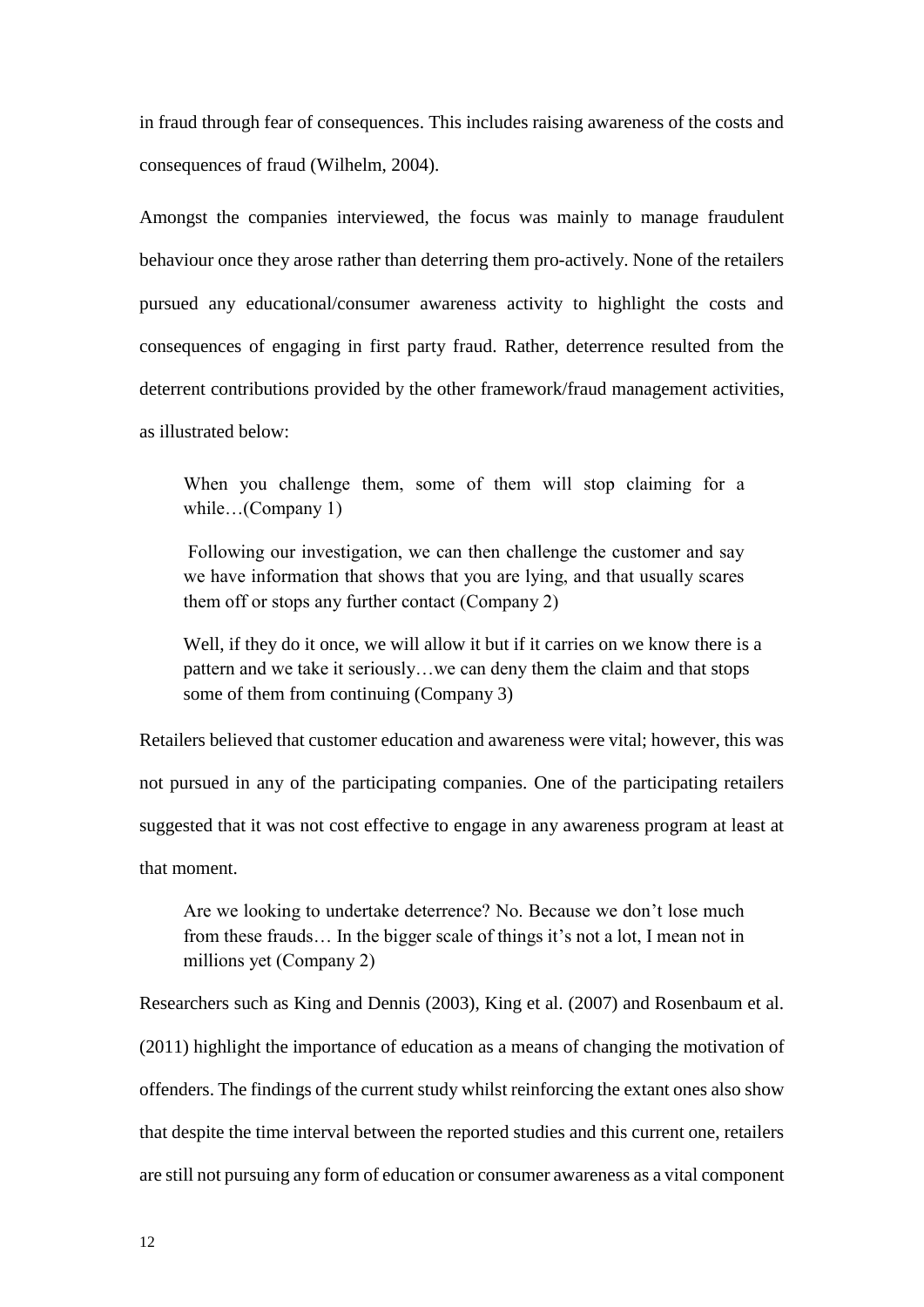in fraud through fear of consequences. This includes raising awareness of the costs and consequences of fraud (Wilhelm, 2004).

Amongst the companies interviewed, the focus was mainly to manage fraudulent behaviour once they arose rather than deterring them pro-actively. None of the retailers pursued any educational/consumer awareness activity to highlight the costs and consequences of engaging in first party fraud. Rather, deterrence resulted from the deterrent contributions provided by the other framework/fraud management activities, as illustrated below:

> When you challenge them, some of them will stop claiming for a while…(Company 1)

> Following our investigation, we can then challenge the customer and say we have information that shows that you are lying, and that usually scares them off or stops any further contact (Company 2)

> Well, if they do it once, we will allow it but if it carries on we know there is a pattern and we take it seriously…we can deny them the claim and that stops some of them from continuing (Company 3)

Retailers believed that customer education and awareness were vital; however, this was not pursued in any of the participating companies. One of the participating retailers suggested that it was not cost effective to engage in any awareness program at least at that moment.

> Are we looking to undertake deterrence? No. Because we don't lose much from these frauds… In the bigger scale of things it's not a lot, I mean not in millions yet (Company 2)

Researchers such as King and Dennis (2003), King et al. (2007) and Rosenbaum et al. (2011) highlight the importance of education as a means of changing the motivation of offenders. The findings of the current study whilst reinforcing the extant ones also show that despite the time interval between the reported studies and this current one, retailers are still not pursuing any form of education or consumer awareness as a vital component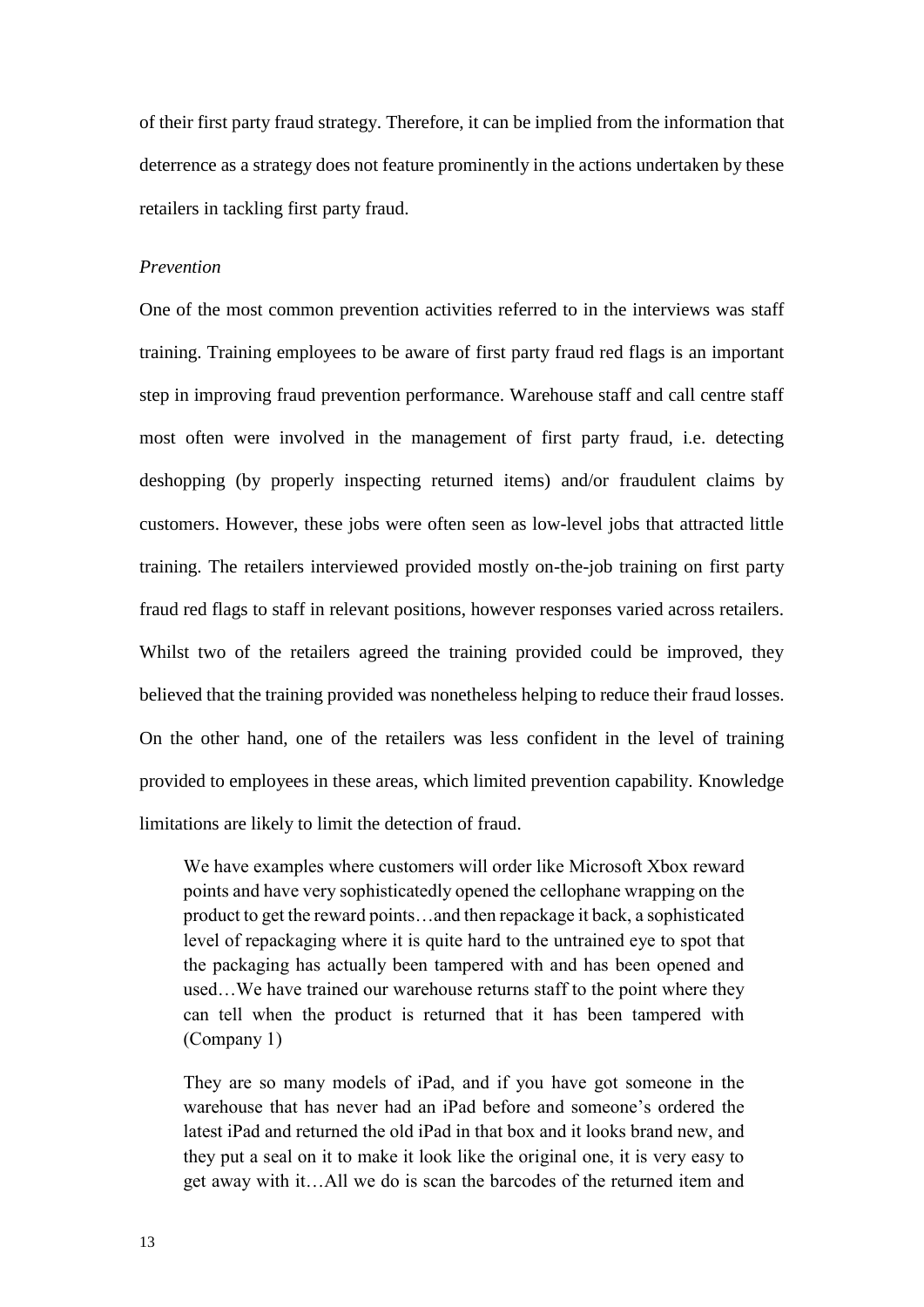of their first party fraud strategy. Therefore, it can be implied from the information that deterrence as a strategy does not feature prominently in the actions undertaken by these retailers in tackling first party fraud.

*Prevention*

One of the most common prevention activities referred to in the interviews was staff training. Training employees to be aware of first party fraud red flags is an important step in improving fraud prevention performance. Warehouse staff and call centre staff most often were involved in the management of first party fraud, i.e. detecting deshopping (by properly inspecting returned items) and/or fraudulent claims by customers. However, these jobs were often seen as low-level jobs that attracted little training. The retailers interviewed provided mostly on-the-job training on first party fraud red flags to staff in relevant positions, however responses varied across retailers. Whilst two of the retailers agreed the training provided could be improved, they believed that the training provided was nonetheless helping to reduce their fraud losses. On the other hand, one of the retailers was less confident in the level of training provided to employees in these areas, which limited prevention capability. Knowledge limitations are likely to limit the detection of fraud.

> We have examples where customers will order like Microsoft Xbox reward points and have very sophisticatedly opened the cellophane wrapping on the product to get the reward points…and then repackage it back, a sophisticated level of repackaging where it is quite hard to the untrained eye to spot that the packaging has actually been tampered with and has been opened and used…We have trained our warehouse returns staff to the point where they can tell when the product is returned that it has been tampered with (Company 1)

> They are so many models of iPad, and if you have got someone in the warehouse that has never had an iPad before and someone's ordered the latest iPad and returned the old iPad in that box and it looks brand new, and they put a seal on it to make it look like the original one, it is very easy to get away with it…All we do is scan the barcodes of the returned item and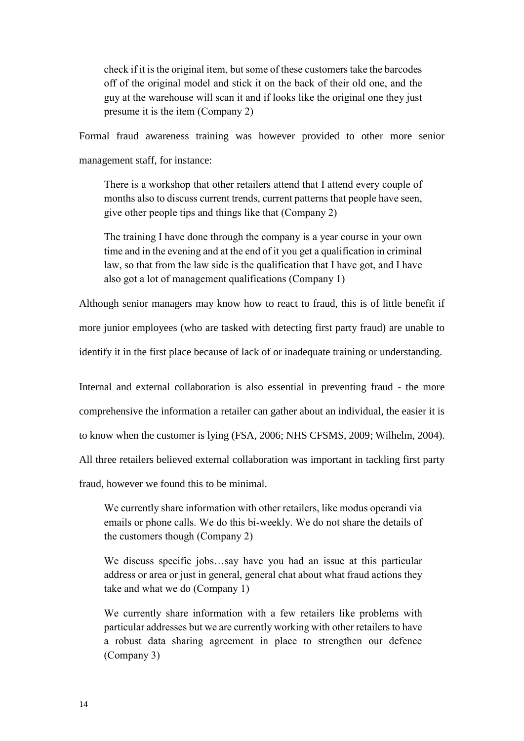> check if it is the original item, but some of these customers take the barcodes off of the original model and stick it on the back of their old one, and the guy at the warehouse will scan it and if looks like the original one they just presume it is the item (Company 2)

Formal fraud awareness training was however provided to other more senior management staff, for instance:

> There is a workshop that other retailers attend that I attend every couple of months also to discuss current trends, current patterns that people have seen, give other people tips and things like that (Company 2)

> The training I have done through the company is a year course in your own time and in the evening and at the end of it you get a qualification in criminal law, so that from the law side is the qualification that I have got, and I have also got a lot of management qualifications (Company 1)

Although senior managers may know how to react to fraud, this is of little benefit if more junior employees (who are tasked with detecting first party fraud) are unable to identify it in the first place because of lack of or inadequate training or understanding.

Internal and external collaboration is also essential in preventing fraud - the more comprehensive the information a retailer can gather about an individual, the easier it is to know when the customer is lying (FSA, 2006; NHS CFSMS, 2009; Wilhelm, 2004). All three retailers believed external collaboration was important in tackling first party fraud, however we found this to be minimal.

> We currently share information with other retailers, like modus operandi via emails or phone calls. We do this bi-weekly. We do not share the details of the customers though (Company 2)

> We discuss specific jobs…say have you had an issue at this particular address or area or just in general, general chat about what fraud actions they take and what we do (Company 1)

> We currently share information with a few retailers like problems with particular addresses but we are currently working with other retailers to have a robust data sharing agreement in place to strengthen our defence (Company 3)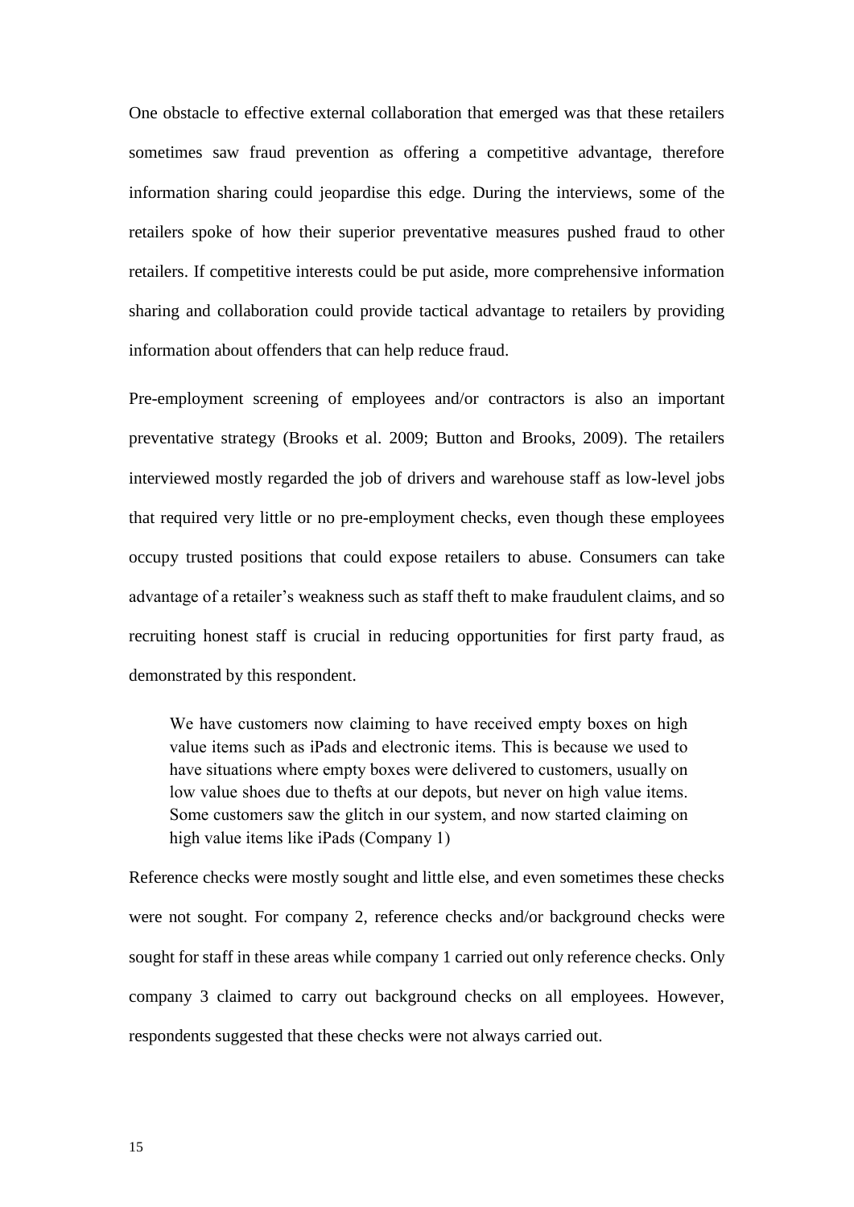One obstacle to effective external collaboration that emerged was that these retailers sometimes saw fraud prevention as offering a competitive advantage, therefore information sharing could jeopardise this edge. During the interviews, some of the retailers spoke of how their superior preventative measures pushed fraud to other retailers. If competitive interests could be put aside, more comprehensive information sharing and collaboration could provide tactical advantage to retailers by providing information about offenders that can help reduce fraud.

Pre-employment screening of employees and/or contractors is also an important preventative strategy (Brooks et al. 2009; Button and Brooks, 2009). The retailers interviewed mostly regarded the job of drivers and warehouse staff as low-level jobs that required very little or no pre-employment checks, even though these employees occupy trusted positions that could expose retailers to abuse. Consumers can take advantage of a retailer's weakness such as staff theft to make fraudulent claims, and so recruiting honest staff is crucial in reducing opportunities for first party fraud, as demonstrated by this respondent.

> We have customers now claiming to have received empty boxes on high value items such as iPads and electronic items. This is because we used to have situations where empty boxes were delivered to customers, usually on low value shoes due to thefts at our depots, but never on high value items. Some customers saw the glitch in our system, and now started claiming on high value items like iPads (Company 1)

Reference checks were mostly sought and little else, and even sometimes these checks were not sought. For company 2, reference checks and/or background checks were sought for staff in these areas while company 1 carried out only reference checks. Only company 3 claimed to carry out background checks on all employees. However, respondents suggested that these checks were not always carried out.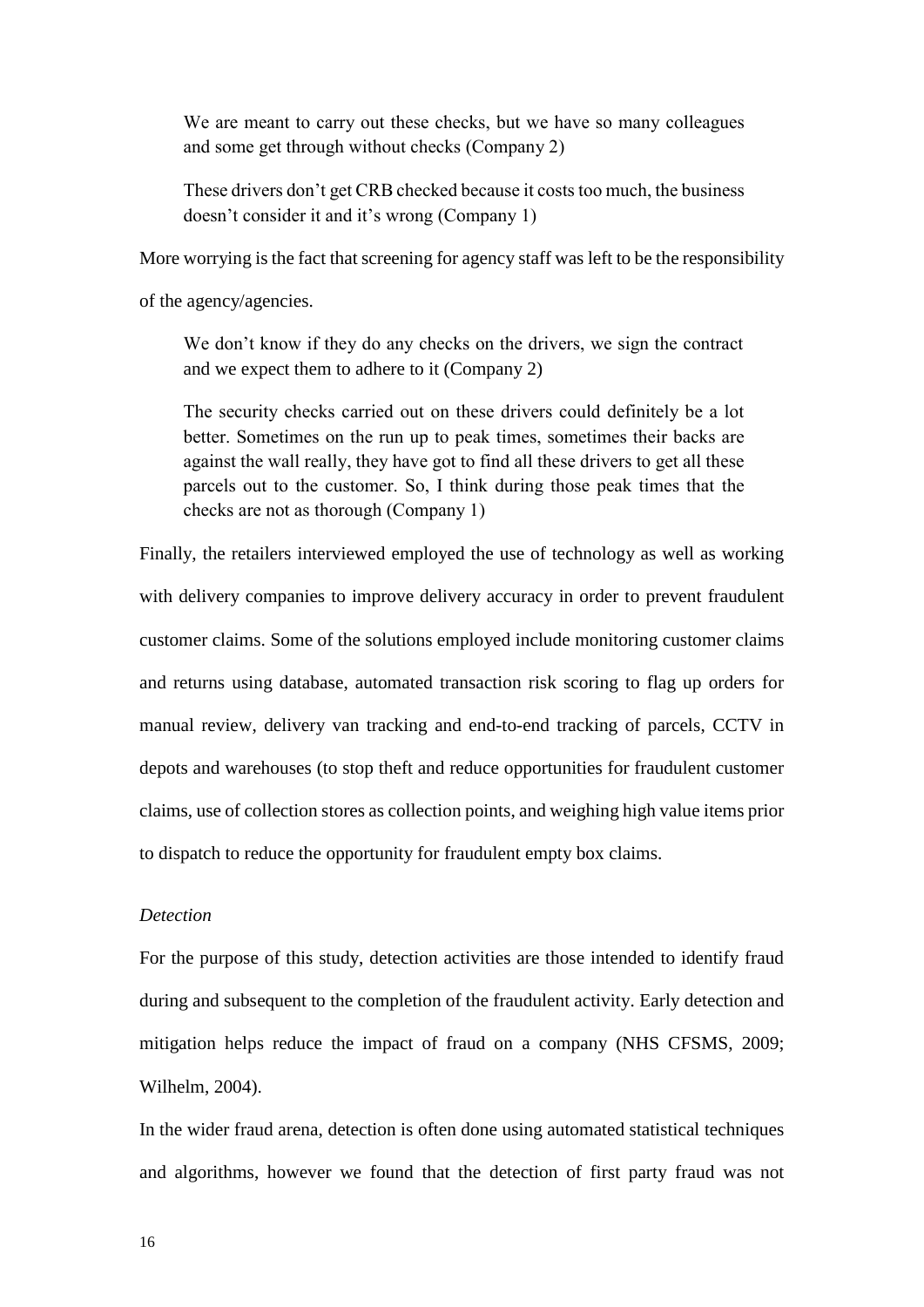> We are meant to carry out these checks, but we have so many colleagues and some get through without checks (Company 2)

> These drivers don't get CRB checked because it costs too much, the business doesn't consider it and it's wrong (Company 1)

More worrying is the fact that screening for agency staff was left to be the responsibility of the agency/agencies.

> We don't know if they do any checks on the drivers, we sign the contract and we expect them to adhere to it (Company 2)

> The security checks carried out on these drivers could definitely be a lot better. Sometimes on the run up to peak times, sometimes their backs are against the wall really, they have got to find all these drivers to get all these parcels out to the customer. So, I think during those peak times that the checks are not as thorough (Company 1)

Finally, the retailers interviewed employed the use of technology as well as working with delivery companies to improve delivery accuracy in order to prevent fraudulent customer claims. Some of the solutions employed include monitoring customer claims and returns using database, automated transaction risk scoring to flag up orders for manual review, delivery van tracking and end-to-end tracking of parcels, CCTV in depots and warehouses (to stop theft and reduce opportunities for fraudulent customer claims, use of collection stores as collection points, and weighing high value items prior to dispatch to reduce the opportunity for fraudulent empty box claims.

*Detection*

For the purpose of this study, detection activities are those intended to identify fraud during and subsequent to the completion of the fraudulent activity. Early detection and mitigation helps reduce the impact of fraud on a company (NHS CFSMS, 2009; Wilhelm, 2004).

In the wider fraud arena, detection is often done using automated statistical techniques and algorithms, however we found that the detection of first party fraud was not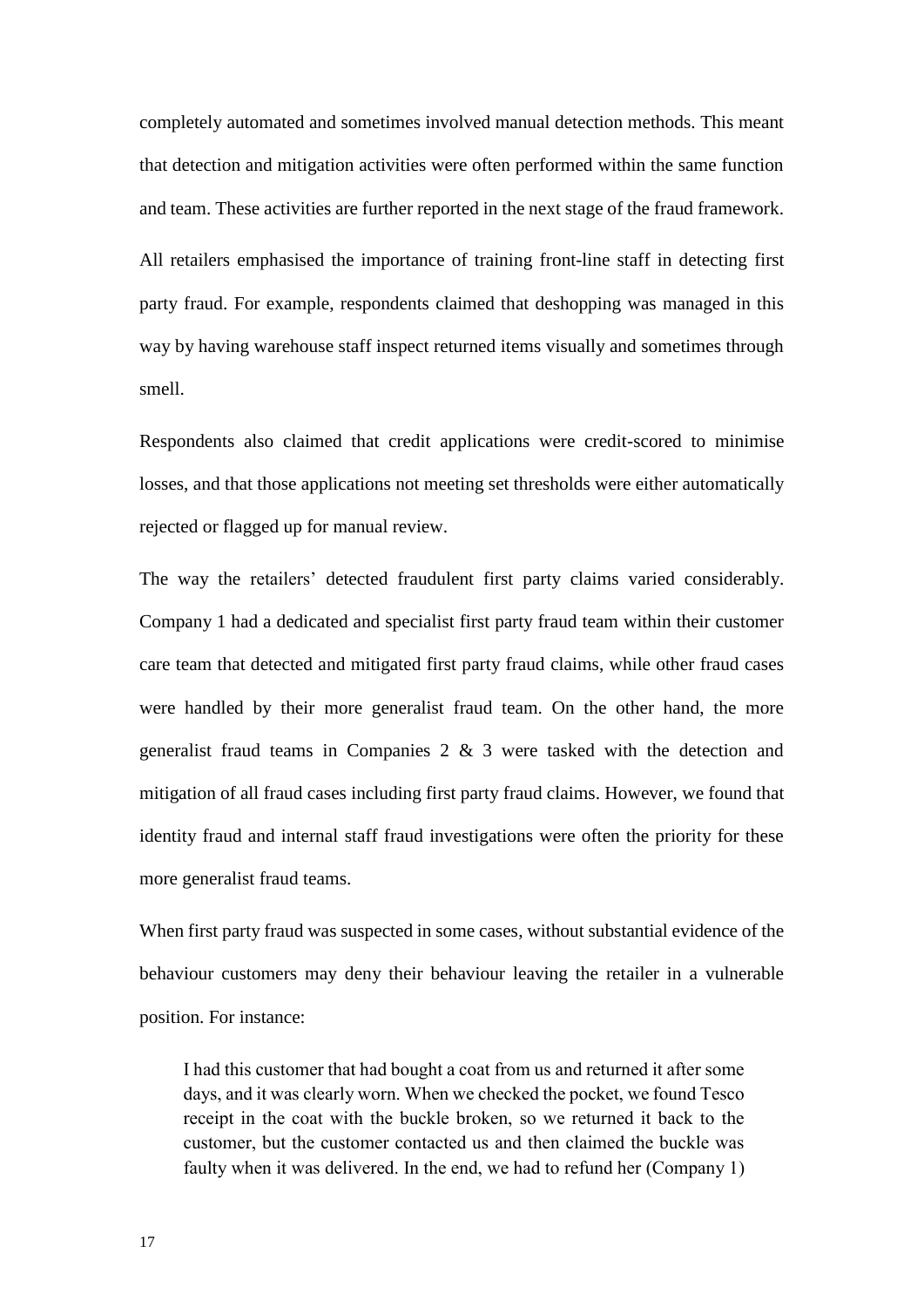completely automated and sometimes involved manual detection methods. This meant that detection and mitigation activities were often performed within the same function and team. These activities are further reported in the next stage of the fraud framework.

All retailers emphasised the importance of training front-line staff in detecting first party fraud. For example, respondents claimed that deshopping was managed in this way by having warehouse staff inspect returned items visually and sometimes through smell.

Respondents also claimed that credit applications were credit-scored to minimise losses, and that those applications not meeting set thresholds were either automatically rejected or flagged up for manual review.

The way the retailers' detected fraudulent first party claims varied considerably. Company 1 had a dedicated and specialist first party fraud team within their customer care team that detected and mitigated first party fraud claims, while other fraud cases were handled by their more generalist fraud team. On the other hand, the more generalist fraud teams in Companies 2 & 3 were tasked with the detection and mitigation of all fraud cases including first party fraud claims. However, we found that identity fraud and internal staff fraud investigations were often the priority for these more generalist fraud teams.

When first party fraud was suspected in some cases, without substantial evidence of the behaviour customers may deny their behaviour leaving the retailer in a vulnerable position. For instance:

> I had this customer that had bought a coat from us and returned it after some days, and it was clearly worn. When we checked the pocket, we found Tesco receipt in the coat with the buckle broken, so we returned it back to the customer, but the customer contacted us and then claimed the buckle was faulty when it was delivered. In the end, we had to refund her (Company 1)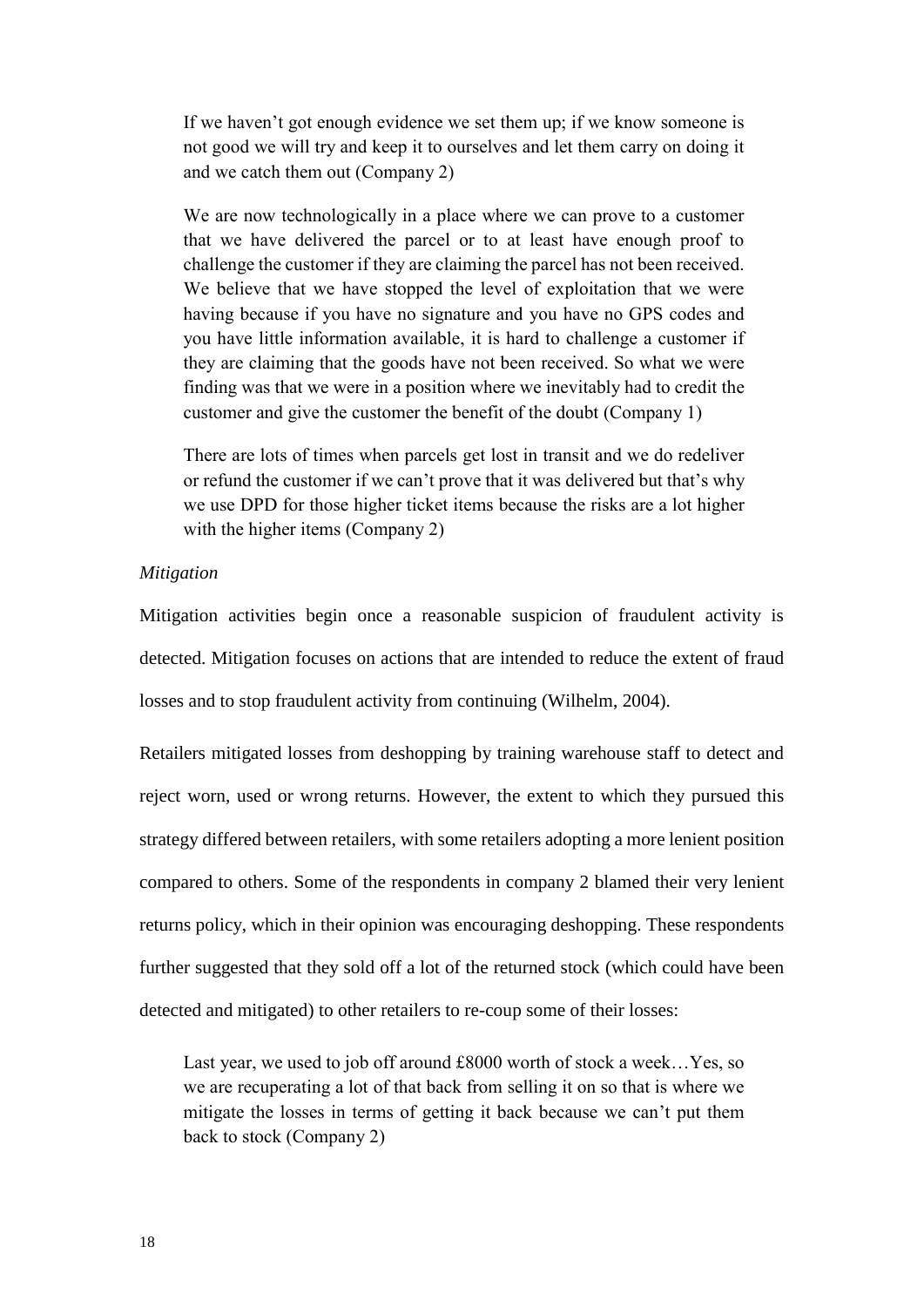> If we haven't got enough evidence we set them up; if we know someone is not good we will try and keep it to ourselves and let them carry on doing it and we catch them out (Company 2)

> We are now technologically in a place where we can prove to a customer that we have delivered the parcel or to at least have enough proof to challenge the customer if they are claiming the parcel has not been received. We believe that we have stopped the level of exploitation that we were having because if you have no signature and you have no GPS codes and you have little information available, it is hard to challenge a customer if they are claiming that the goods have not been received. So what we were finding was that we were in a position where we inevitably had to credit the customer and give the customer the benefit of the doubt (Company 1)

> There are lots of times when parcels get lost in transit and we do redeliver or refund the customer if we can't prove that it was delivered but that's why we use DPD for those higher ticket items because the risks are a lot higher with the higher items (Company 2)

*Mitigation*

Mitigation activities begin once a reasonable suspicion of fraudulent activity is detected. Mitigation focuses on actions that are intended to reduce the extent of fraud losses and to stop fraudulent activity from continuing (Wilhelm, 2004).

Retailers mitigated losses from deshopping by training warehouse staff to detect and reject worn, used or wrong returns. However, the extent to which they pursued this strategy differed between retailers, with some retailers adopting a more lenient position compared to others. Some of the respondents in company 2 blamed their very lenient returns policy, which in their opinion was encouraging deshopping. These respondents further suggested that they sold off a lot of the returned stock (which could have been detected and mitigated) to other retailers to re-coup some of their losses:

> Last year, we used to job off around £8000 worth of stock a week…Yes, so we are recuperating a lot of that back from selling it on so that is where we mitigate the losses in terms of getting it back because we can't put them back to stock (Company 2)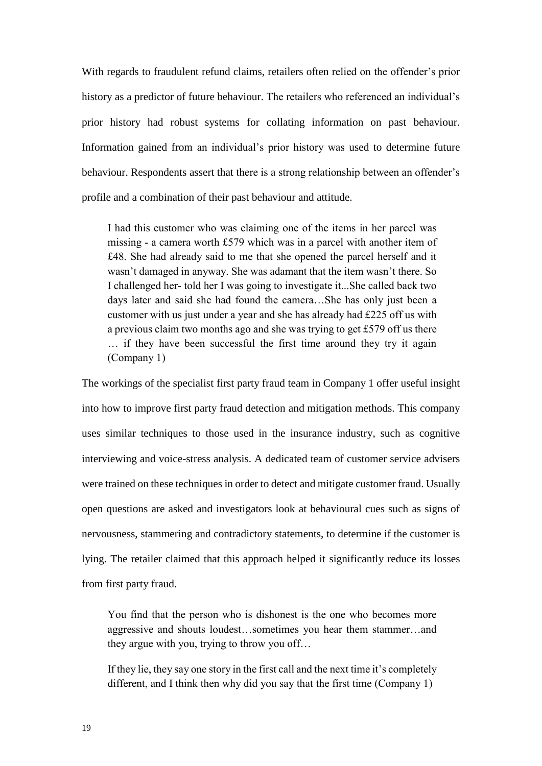With regards to fraudulent refund claims, retailers often relied on the offender's prior history as a predictor of future behaviour. The retailers who referenced an individual's prior history had robust systems for collating information on past behaviour. Information gained from an individual's prior history was used to determine future behaviour. Respondents assert that there is a strong relationship between an offender's profile and a combination of their past behaviour and attitude.

> I had this customer who was claiming one of the items in her parcel was missing - a camera worth £579 which was in a parcel with another item of £48. She had already said to me that she opened the parcel herself and it wasn't damaged in anyway. She was adamant that the item wasn't there. So I challenged her- told her I was going to investigate it...She called back two days later and said she had found the camera…She has only just been a customer with us just under a year and she has already had £225 off us with a previous claim two months ago and she was trying to get £579 off us there … if they have been successful the first time around they try it again (Company 1)

The workings of the specialist first party fraud team in Company 1 offer useful insight into how to improve first party fraud detection and mitigation methods. This company uses similar techniques to those used in the insurance industry, such as cognitive interviewing and voice-stress analysis. A dedicated team of customer service advisers were trained on these techniques in order to detect and mitigate customer fraud. Usually open questions are asked and investigators look at behavioural cues such as signs of nervousness, stammering and contradictory statements, to determine if the customer is lying. The retailer claimed that this approach helped it significantly reduce its losses from first party fraud.

> You find that the person who is dishonest is the one who becomes more aggressive and shouts loudest…sometimes you hear them stammer…and they argue with you, trying to throw you off…
>
> If they lie, they say one story in the first call and the next time it's completely different, and I think then why did you say that the first time (Company 1)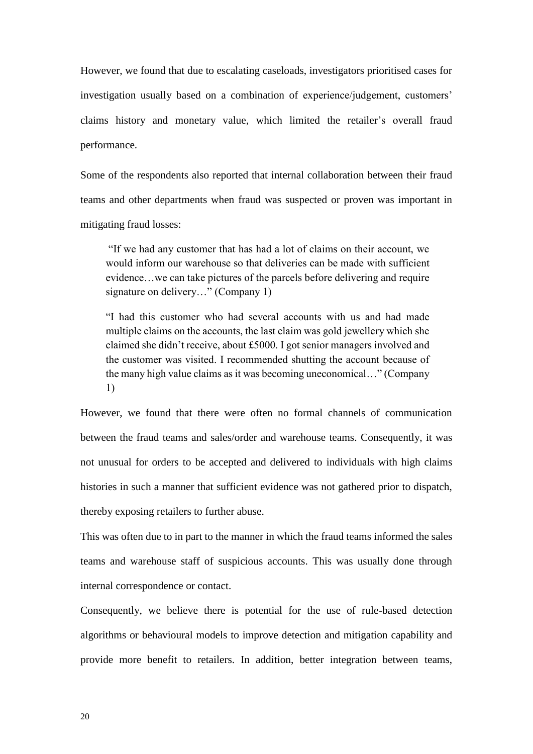However, we found that due to escalating caseloads, investigators prioritised cases for investigation usually based on a combination of experience/judgement, customers' claims history and monetary value, which limited the retailer's overall fraud performance.

Some of the respondents also reported that internal collaboration between their fraud teams and other departments when fraud was suspected or proven was important in mitigating fraud losses:

> "If we had any customer that has had a lot of claims on their account, we would inform our warehouse so that deliveries can be made with sufficient evidence…we can take pictures of the parcels before delivering and require signature on delivery…" (Company 1)

> "I had this customer who had several accounts with us and had made multiple claims on the accounts, the last claim was gold jewellery which she claimed she didn't receive, about £5000. I got senior managers involved and the customer was visited. I recommended shutting the account because of the many high value claims as it was becoming uneconomical…" (Company 1)

However, we found that there were often no formal channels of communication between the fraud teams and sales/order and warehouse teams. Consequently, it was not unusual for orders to be accepted and delivered to individuals with high claims histories in such a manner that sufficient evidence was not gathered prior to dispatch, thereby exposing retailers to further abuse.

This was often due to in part to the manner in which the fraud teams informed the sales teams and warehouse staff of suspicious accounts. This was usually done through internal correspondence or contact.

Consequently, we believe there is potential for the use of rule-based detection algorithms or behavioural models to improve detection and mitigation capability and provide more benefit to retailers. In addition, better integration between teams,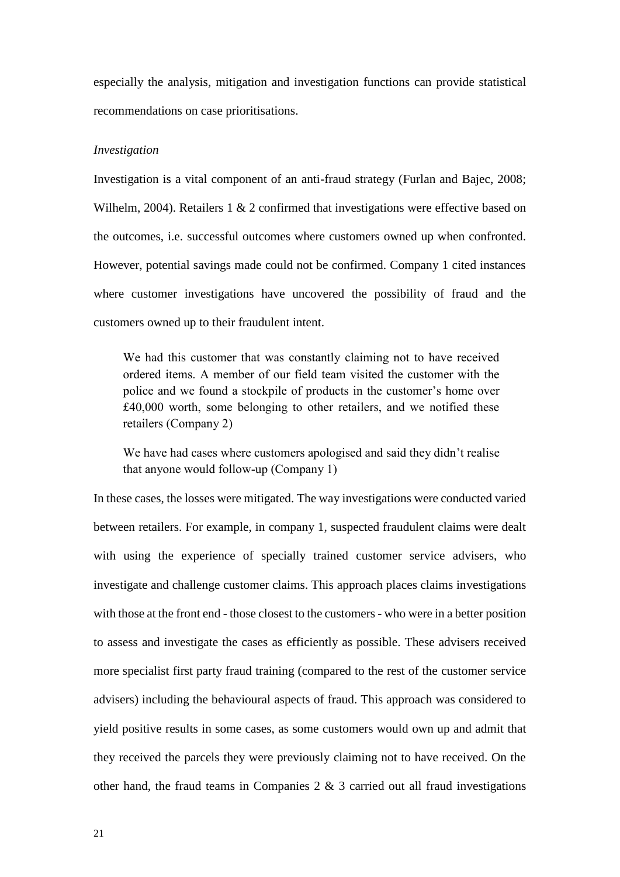especially the analysis, mitigation and investigation functions can provide statistical recommendations on case prioritisations.

*Investigation*

Investigation is a vital component of an anti-fraud strategy (Furlan and Bajec, 2008; Wilhelm, 2004). Retailers 1 & 2 confirmed that investigations were effective based on the outcomes, i.e. successful outcomes where customers owned up when confronted. However, potential savings made could not be confirmed. Company 1 cited instances where customer investigations have uncovered the possibility of fraud and the customers owned up to their fraudulent intent.

> We had this customer that was constantly claiming not to have received ordered items. A member of our field team visited the customer with the police and we found a stockpile of products in the customer's home over £40,000 worth, some belonging to other retailers, and we notified these retailers (Company 2)

> We have had cases where customers apologised and said they didn't realise that anyone would follow-up (Company 1)

In these cases, the losses were mitigated. The way investigations were conducted varied between retailers. For example, in company 1, suspected fraudulent claims were dealt with using the experience of specially trained customer service advisers, who investigate and challenge customer claims. This approach places claims investigations with those at the front end - those closest to the customers - who were in a better position to assess and investigate the cases as efficiently as possible. These advisers received more specialist first party fraud training (compared to the rest of the customer service advisers) including the behavioural aspects of fraud. This approach was considered to yield positive results in some cases, as some customers would own up and admit that they received the parcels they were previously claiming not to have received. On the other hand, the fraud teams in Companies 2 & 3 carried out all fraud investigations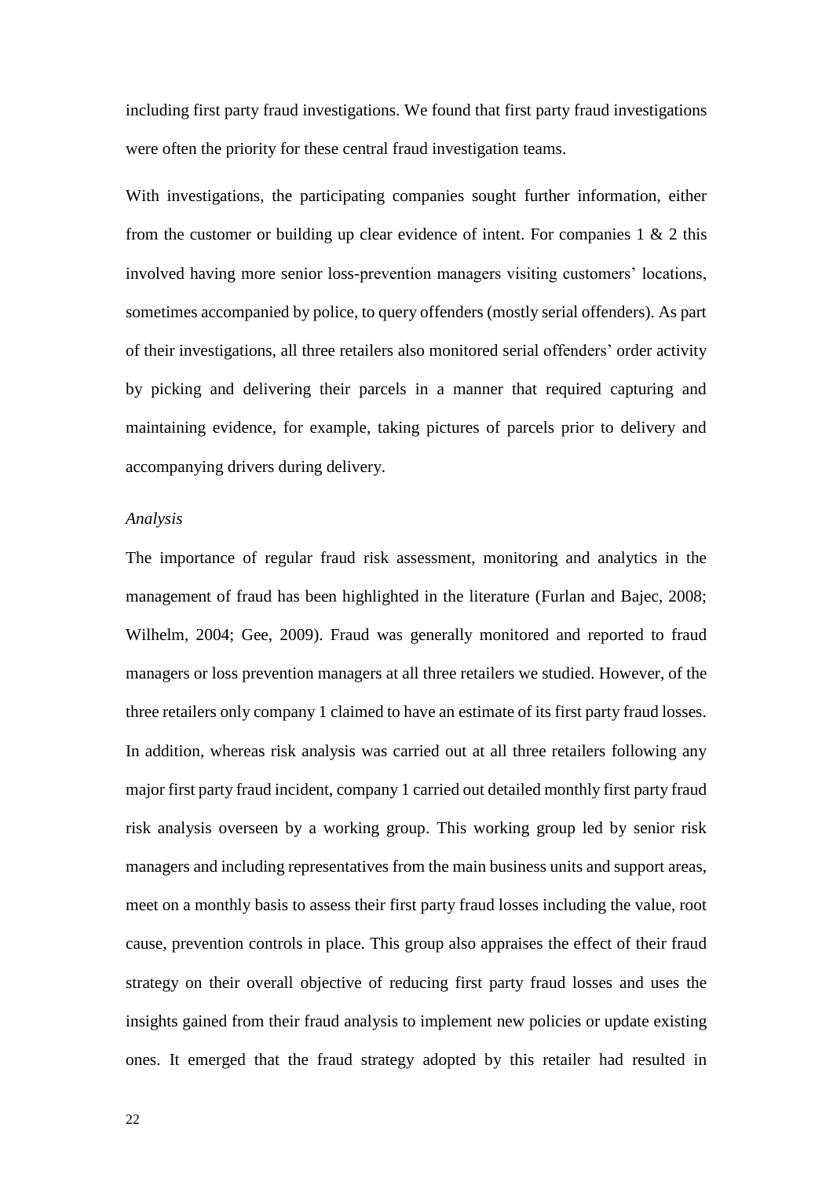including first party fraud investigations. We found that first party fraud investigations were often the priority for these central fraud investigation teams.

With investigations, the participating companies sought further information, either from the customer or building up clear evidence of intent. For companies 1 & 2 this involved having more senior loss-prevention managers visiting customers' locations, sometimes accompanied by police, to query offenders (mostly serial offenders). As part of their investigations, all three retailers also monitored serial offenders' order activity by picking and delivering their parcels in a manner that required capturing and maintaining evidence, for example, taking pictures of parcels prior to delivery and accompanying drivers during delivery.

*Analysis*

The importance of regular fraud risk assessment, monitoring and analytics in the management of fraud has been highlighted in the literature (Furlan and Bajec, 2008; Wilhelm, 2004; Gee, 2009). Fraud was generally monitored and reported to fraud managers or loss prevention managers at all three retailers we studied. However, of the three retailers only company 1 claimed to have an estimate of its first party fraud losses. In addition, whereas risk analysis was carried out at all three retailers following any major first party fraud incident, company 1 carried out detailed monthly first party fraud risk analysis overseen by a working group. This working group led by senior risk managers and including representatives from the main business units and support areas, meet on a monthly basis to assess their first party fraud losses including the value, root cause, prevention controls in place. This group also appraises the effect of their fraud strategy on their overall objective of reducing first party fraud losses and uses the insights gained from their fraud analysis to implement new policies or update existing ones. It emerged that the fraud strategy adopted by this retailer had resulted in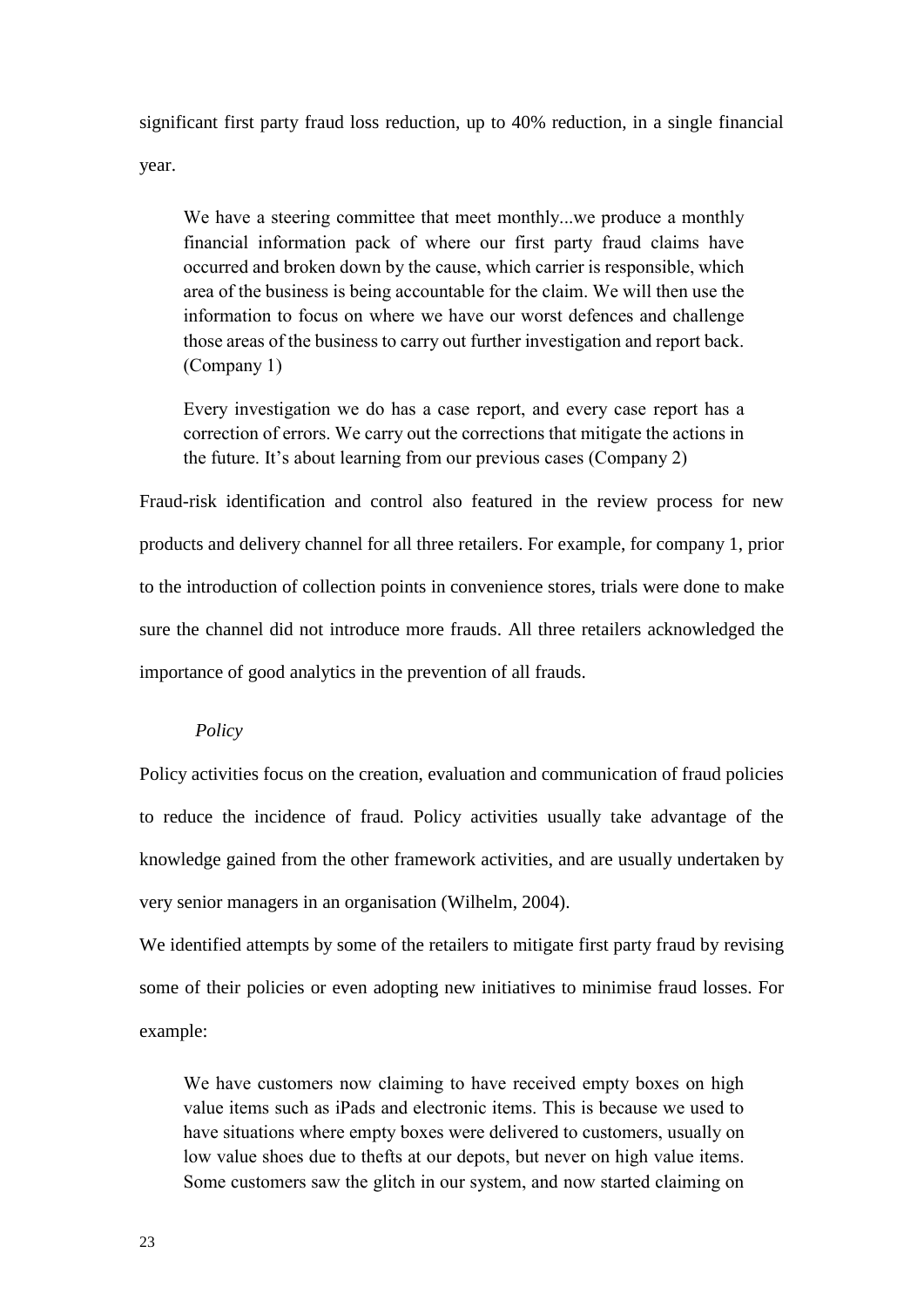significant first party fraud loss reduction, up to 40% reduction, in a single financial year.

> We have a steering committee that meet monthly...we produce a monthly financial information pack of where our first party fraud claims have occurred and broken down by the cause, which carrier is responsible, which area of the business is being accountable for the claim. We will then use the information to focus on where we have our worst defences and challenge those areas of the business to carry out further investigation and report back. (Company 1)

> Every investigation we do has a case report, and every case report has a correction of errors. We carry out the corrections that mitigate the actions in the future. It's about learning from our previous cases (Company 2)

Fraud-risk identification and control also featured in the review process for new products and delivery channel for all three retailers. For example, for company 1, prior to the introduction of collection points in convenience stores, trials were done to make sure the channel did not introduce more frauds. All three retailers acknowledged the importance of good analytics in the prevention of all frauds.

*Policy*

Policy activities focus on the creation, evaluation and communication of fraud policies to reduce the incidence of fraud. Policy activities usually take advantage of the knowledge gained from the other framework activities, and are usually undertaken by very senior managers in an organisation (Wilhelm, 2004).

We identified attempts by some of the retailers to mitigate first party fraud by revising some of their policies or even adopting new initiatives to minimise fraud losses. For example:

> We have customers now claiming to have received empty boxes on high value items such as iPads and electronic items. This is because we used to have situations where empty boxes were delivered to customers, usually on low value shoes due to thefts at our depots, but never on high value items. Some customers saw the glitch in our system, and now started claiming on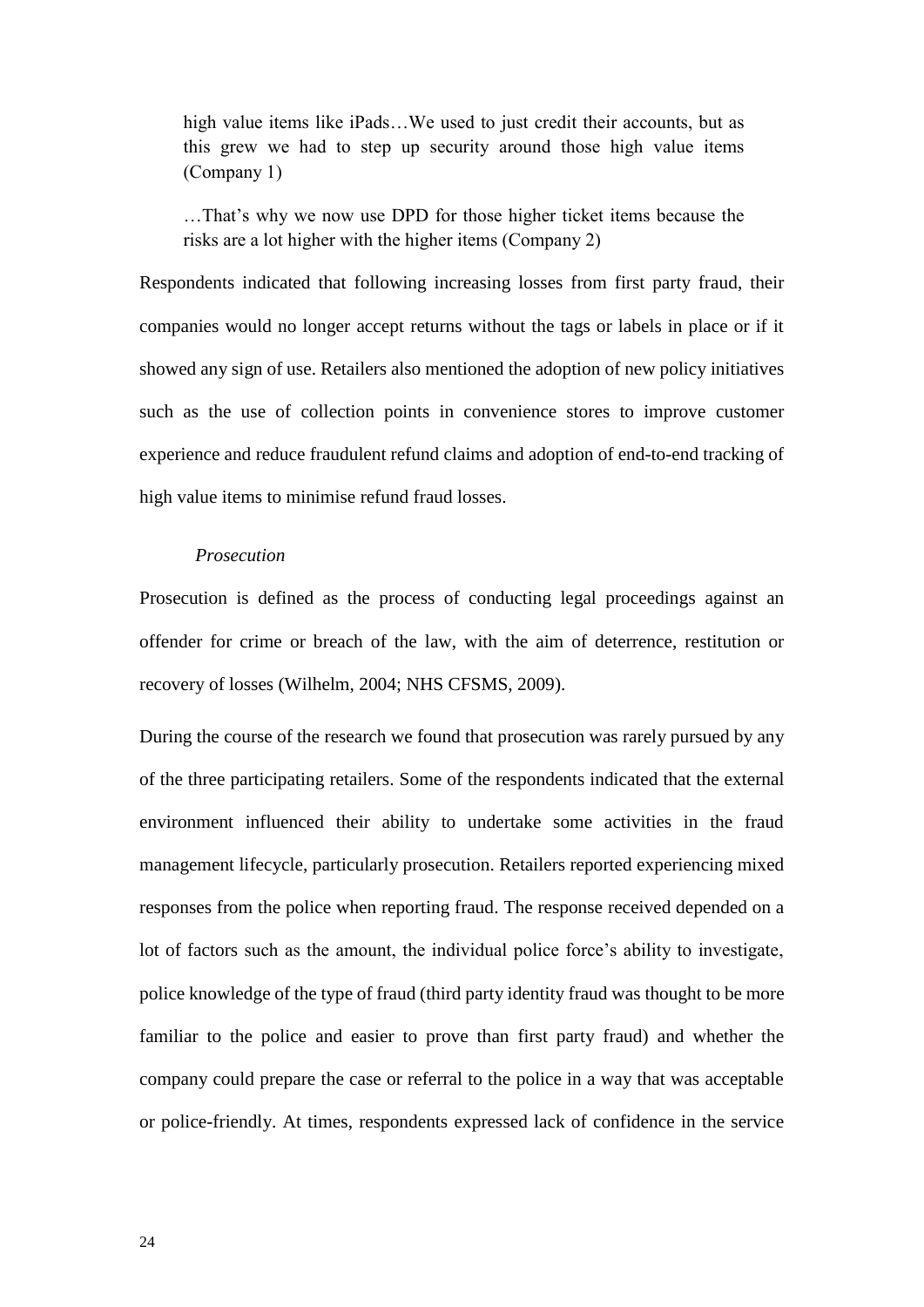> high value items like iPads…We used to just credit their accounts, but as this grew we had to step up security around those high value items (Company 1)

> …That's why we now use DPD for those higher ticket items because the risks are a lot higher with the higher items (Company 2)

Respondents indicated that following increasing losses from first party fraud, their companies would no longer accept returns without the tags or labels in place or if it showed any sign of use. Retailers also mentioned the adoption of new policy initiatives such as the use of collection points in convenience stores to improve customer experience and reduce fraudulent refund claims and adoption of end-to-end tracking of high value items to minimise refund fraud losses.

*Prosecution*

Prosecution is defined as the process of conducting legal proceedings against an offender for crime or breach of the law, with the aim of deterrence, restitution or recovery of losses (Wilhelm, 2004; NHS CFSMS, 2009).

During the course of the research we found that prosecution was rarely pursued by any of the three participating retailers. Some of the respondents indicated that the external environment influenced their ability to undertake some activities in the fraud management lifecycle, particularly prosecution. Retailers reported experiencing mixed responses from the police when reporting fraud. The response received depended on a lot of factors such as the amount, the individual police force's ability to investigate, police knowledge of the type of fraud (third party identity fraud was thought to be more familiar to the police and easier to prove than first party fraud) and whether the company could prepare the case or referral to the police in a way that was acceptable or police-friendly. At times, respondents expressed lack of confidence in the service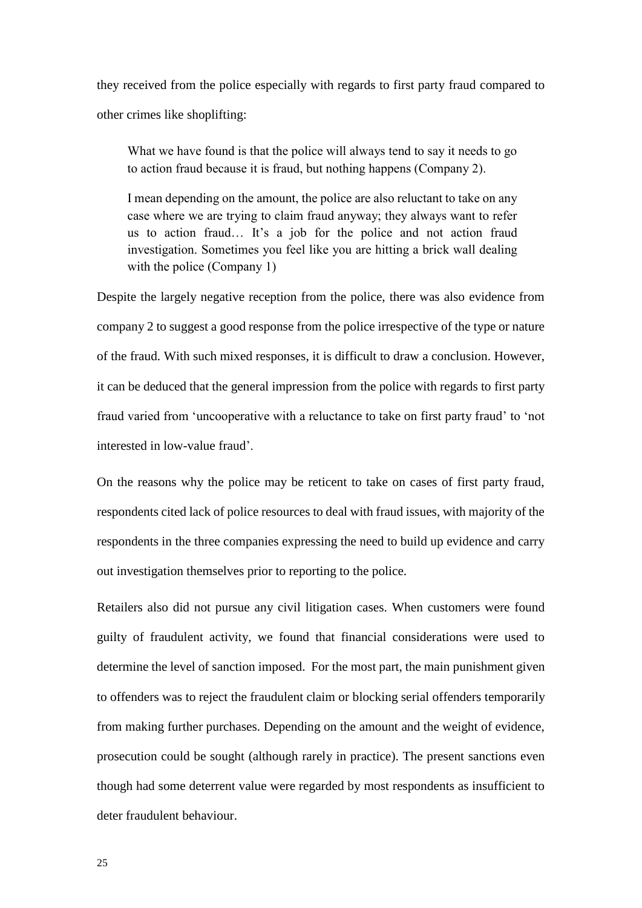they received from the police especially with regards to first party fraud compared to other crimes like shoplifting:

> What we have found is that the police will always tend to say it needs to go to action fraud because it is fraud, but nothing happens (Company 2).
>
> I mean depending on the amount, the police are also reluctant to take on any case where we are trying to claim fraud anyway; they always want to refer us to action fraud… It's a job for the police and not action fraud investigation. Sometimes you feel like you are hitting a brick wall dealing with the police (Company 1)

Despite the largely negative reception from the police, there was also evidence from company 2 to suggest a good response from the police irrespective of the type or nature of the fraud. With such mixed responses, it is difficult to draw a conclusion. However, it can be deduced that the general impression from the police with regards to first party fraud varied from 'uncooperative with a reluctance to take on first party fraud' to 'not interested in low-value fraud'.

On the reasons why the police may be reticent to take on cases of first party fraud, respondents cited lack of police resources to deal with fraud issues, with majority of the respondents in the three companies expressing the need to build up evidence and carry out investigation themselves prior to reporting to the police.

Retailers also did not pursue any civil litigation cases. When customers were found guilty of fraudulent activity, we found that financial considerations were used to determine the level of sanction imposed. For the most part, the main punishment given to offenders was to reject the fraudulent claim or blocking serial offenders temporarily from making further purchases. Depending on the amount and the weight of evidence, prosecution could be sought (although rarely in practice). The present sanctions even though had some deterrent value were regarded by most respondents as insufficient to deter fraudulent behaviour.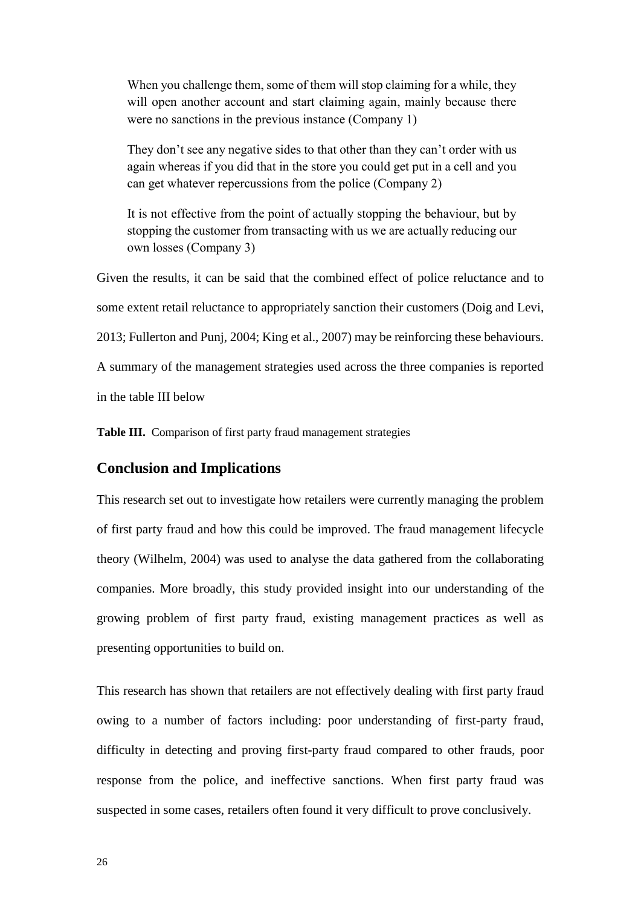> When you challenge them, some of them will stop claiming for a while, they will open another account and start claiming again, mainly because there were no sanctions in the previous instance (Company 1)

> They don't see any negative sides to that other than they can't order with us again whereas if you did that in the store you could get put in a cell and you can get whatever repercussions from the police (Company 2)

> It is not effective from the point of actually stopping the behaviour, but by stopping the customer from transacting with us we are actually reducing our own losses (Company 3)

Given the results, it can be said that the combined effect of police reluctance and to some extent retail reluctance to appropriately sanction their customers (Doig and Levi, 2013; Fullerton and Punj, 2004; King et al., 2007) may be reinforcing these behaviours. A summary of the management strategies used across the three companies is reported in the table III below

**Table III.** Comparison of first party fraud management strategies

## Conclusion and Implications

This research set out to investigate how retailers were currently managing the problem of first party fraud and how this could be improved. The fraud management lifecycle theory (Wilhelm, 2004) was used to analyse the data gathered from the collaborating companies. More broadly, this study provided insight into our understanding of the growing problem of first party fraud, existing management practices as well as presenting opportunities to build on.

This research has shown that retailers are not effectively dealing with first party fraud owing to a number of factors including: poor understanding of first-party fraud, difficulty in detecting and proving first-party fraud compared to other frauds, poor response from the police, and ineffective sanctions. When first party fraud was suspected in some cases, retailers often found it very difficult to prove conclusively.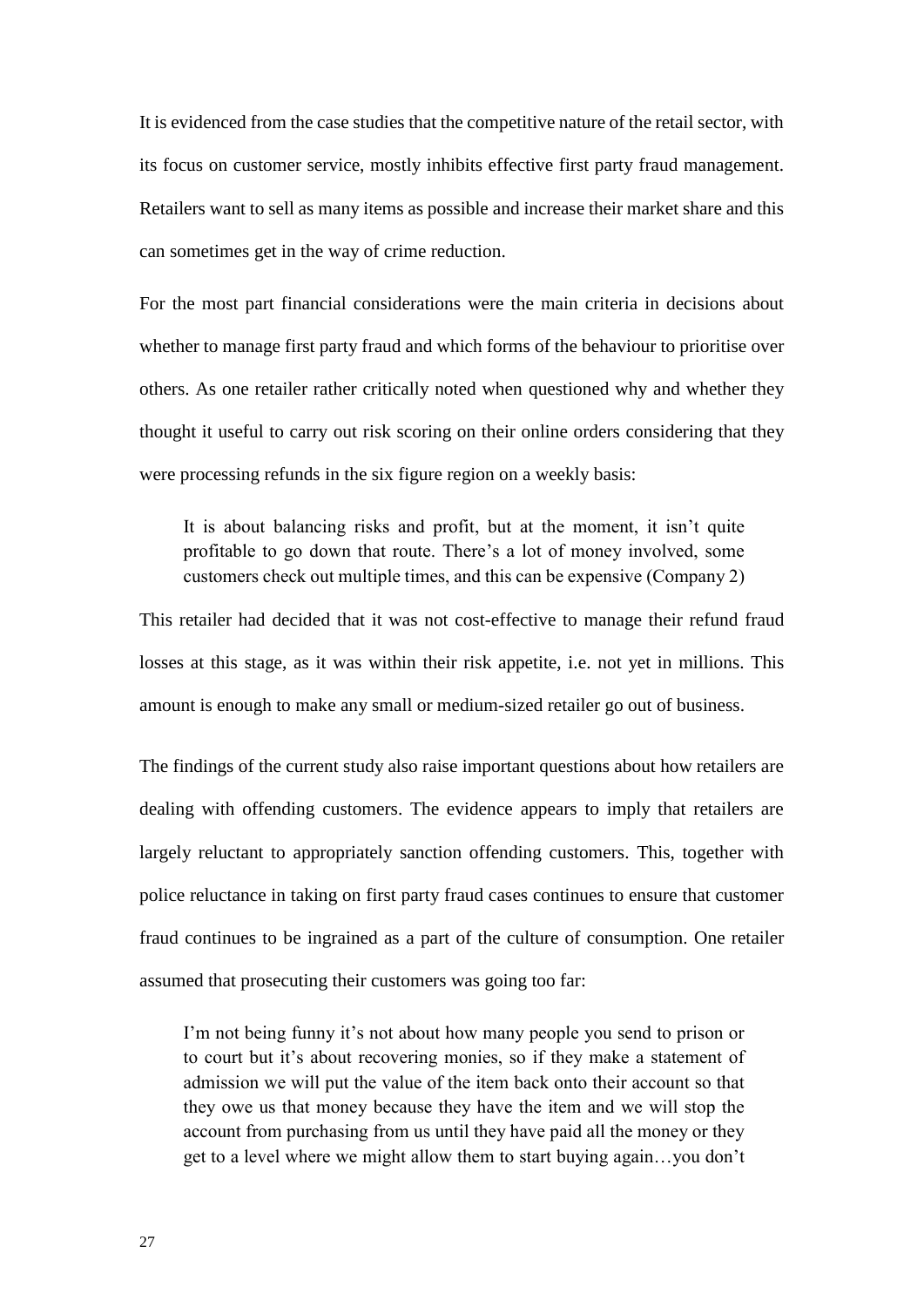It is evidenced from the case studies that the competitive nature of the retail sector, with its focus on customer service, mostly inhibits effective first party fraud management. Retailers want to sell as many items as possible and increase their market share and this can sometimes get in the way of crime reduction.

For the most part financial considerations were the main criteria in decisions about whether to manage first party fraud and which forms of the behaviour to prioritise over others. As one retailer rather critically noted when questioned why and whether they thought it useful to carry out risk scoring on their online orders considering that they were processing refunds in the six figure region on a weekly basis:

> It is about balancing risks and profit, but at the moment, it isn't quite profitable to go down that route. There's a lot of money involved, some customers check out multiple times, and this can be expensive (Company 2)

This retailer had decided that it was not cost-effective to manage their refund fraud losses at this stage, as it was within their risk appetite, i.e. not yet in millions. This amount is enough to make any small or medium-sized retailer go out of business.

The findings of the current study also raise important questions about how retailers are dealing with offending customers. The evidence appears to imply that retailers are largely reluctant to appropriately sanction offending customers. This, together with police reluctance in taking on first party fraud cases continues to ensure that customer fraud continues to be ingrained as a part of the culture of consumption. One retailer assumed that prosecuting their customers was going too far:

> I'm not being funny it's not about how many people you send to prison or to court but it's about recovering monies, so if they make a statement of admission we will put the value of the item back onto their account so that they owe us that money because they have the item and we will stop the account from purchasing from us until they have paid all the money or they get to a level where we might allow them to start buying again…you don't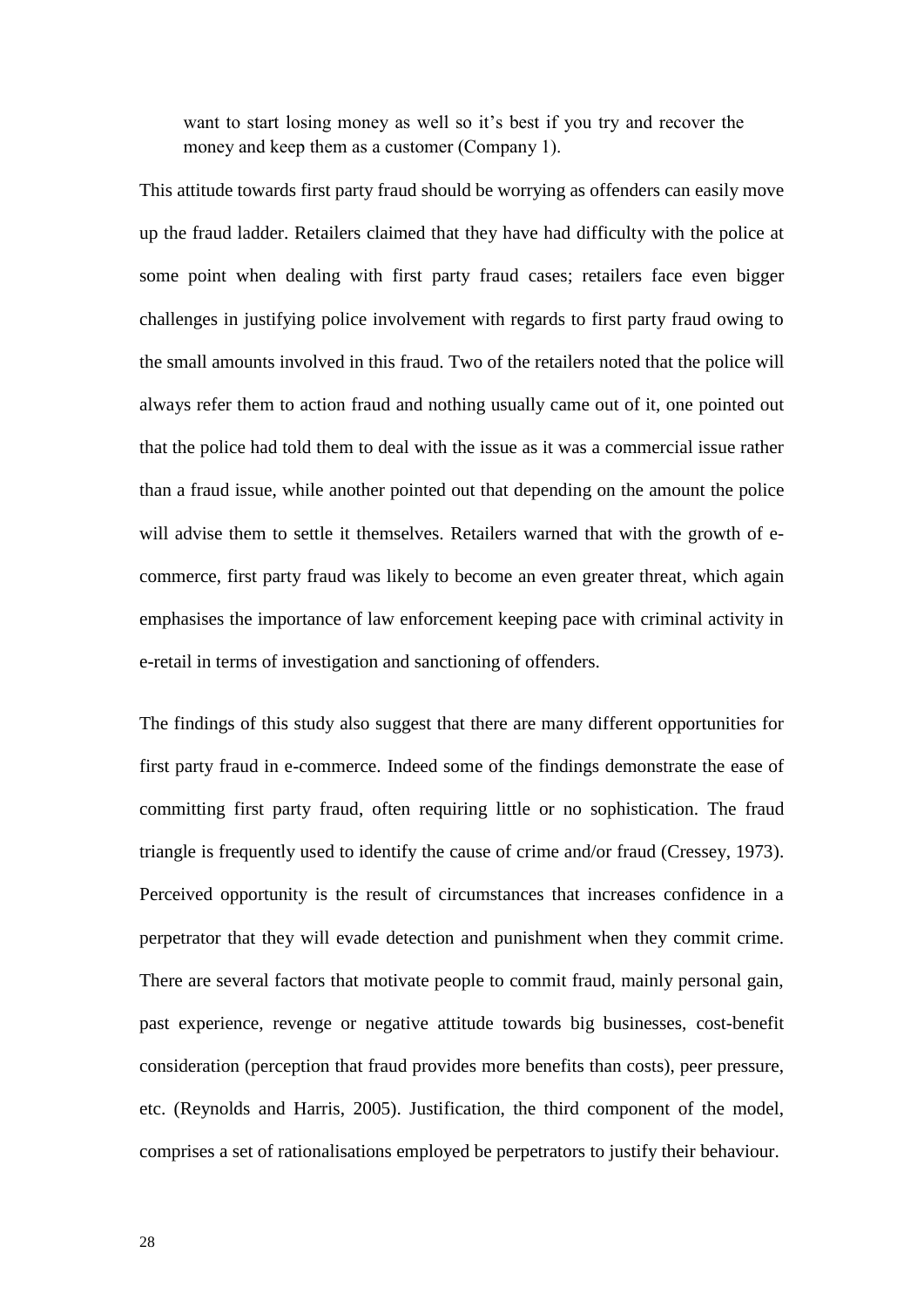> want to start losing money as well so it's best if you try and recover the money and keep them as a customer (Company 1).

This attitude towards first party fraud should be worrying as offenders can easily move up the fraud ladder. Retailers claimed that they have had difficulty with the police at some point when dealing with first party fraud cases; retailers face even bigger challenges in justifying police involvement with regards to first party fraud owing to the small amounts involved in this fraud. Two of the retailers noted that the police will always refer them to action fraud and nothing usually came out of it, one pointed out that the police had told them to deal with the issue as it was a commercial issue rather than a fraud issue, while another pointed out that depending on the amount the police will advise them to settle it themselves. Retailers warned that with the growth of e-commerce, first party fraud was likely to become an even greater threat, which again emphasises the importance of law enforcement keeping pace with criminal activity in e-retail in terms of investigation and sanctioning of offenders.

The findings of this study also suggest that there are many different opportunities for first party fraud in e-commerce. Indeed some of the findings demonstrate the ease of committing first party fraud, often requiring little or no sophistication. The fraud triangle is frequently used to identify the cause of crime and/or fraud (Cressey, 1973). Perceived opportunity is the result of circumstances that increases confidence in a perpetrator that they will evade detection and punishment when they commit crime. There are several factors that motivate people to commit fraud, mainly personal gain, past experience, revenge or negative attitude towards big businesses, cost-benefit consideration (perception that fraud provides more benefits than costs), peer pressure, etc. (Reynolds and Harris, 2005). Justification, the third component of the model, comprises a set of rationalisations employed be perpetrators to justify their behaviour.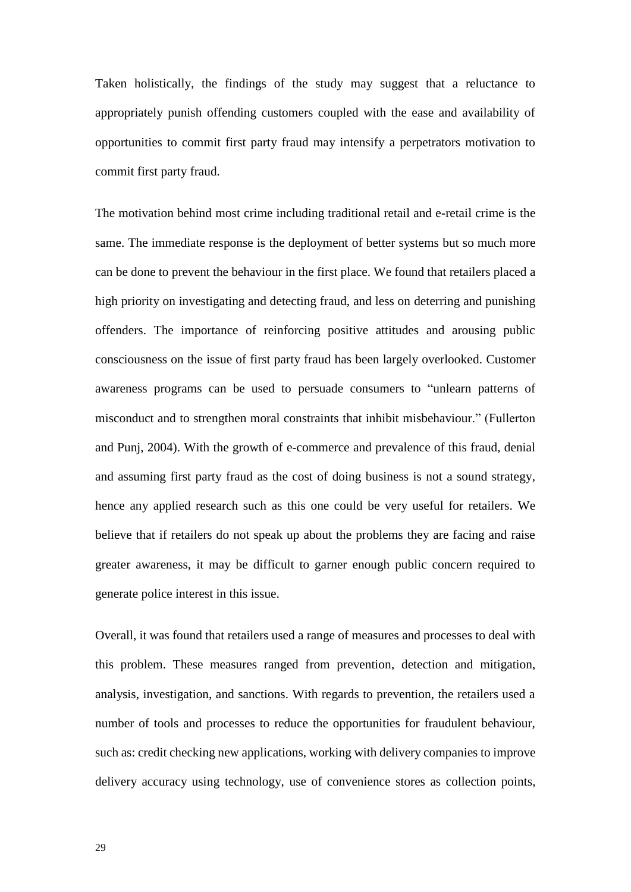Taken holistically, the findings of the study may suggest that a reluctance to appropriately punish offending customers coupled with the ease and availability of opportunities to commit first party fraud may intensify a perpetrators motivation to commit first party fraud.

The motivation behind most crime including traditional retail and e-retail crime is the same. The immediate response is the deployment of better systems but so much more can be done to prevent the behaviour in the first place. We found that retailers placed a high priority on investigating and detecting fraud, and less on deterring and punishing offenders. The importance of reinforcing positive attitudes and arousing public consciousness on the issue of first party fraud has been largely overlooked. Customer awareness programs can be used to persuade consumers to "unlearn patterns of misconduct and to strengthen moral constraints that inhibit misbehaviour." (Fullerton and Punj, 2004). With the growth of e-commerce and prevalence of this fraud, denial and assuming first party fraud as the cost of doing business is not a sound strategy, hence any applied research such as this one could be very useful for retailers. We believe that if retailers do not speak up about the problems they are facing and raise greater awareness, it may be difficult to garner enough public concern required to generate police interest in this issue.

Overall, it was found that retailers used a range of measures and processes to deal with this problem. These measures ranged from prevention, detection and mitigation, analysis, investigation, and sanctions. With regards to prevention, the retailers used a number of tools and processes to reduce the opportunities for fraudulent behaviour, such as: credit checking new applications, working with delivery companies to improve delivery accuracy using technology, use of convenience stores as collection points,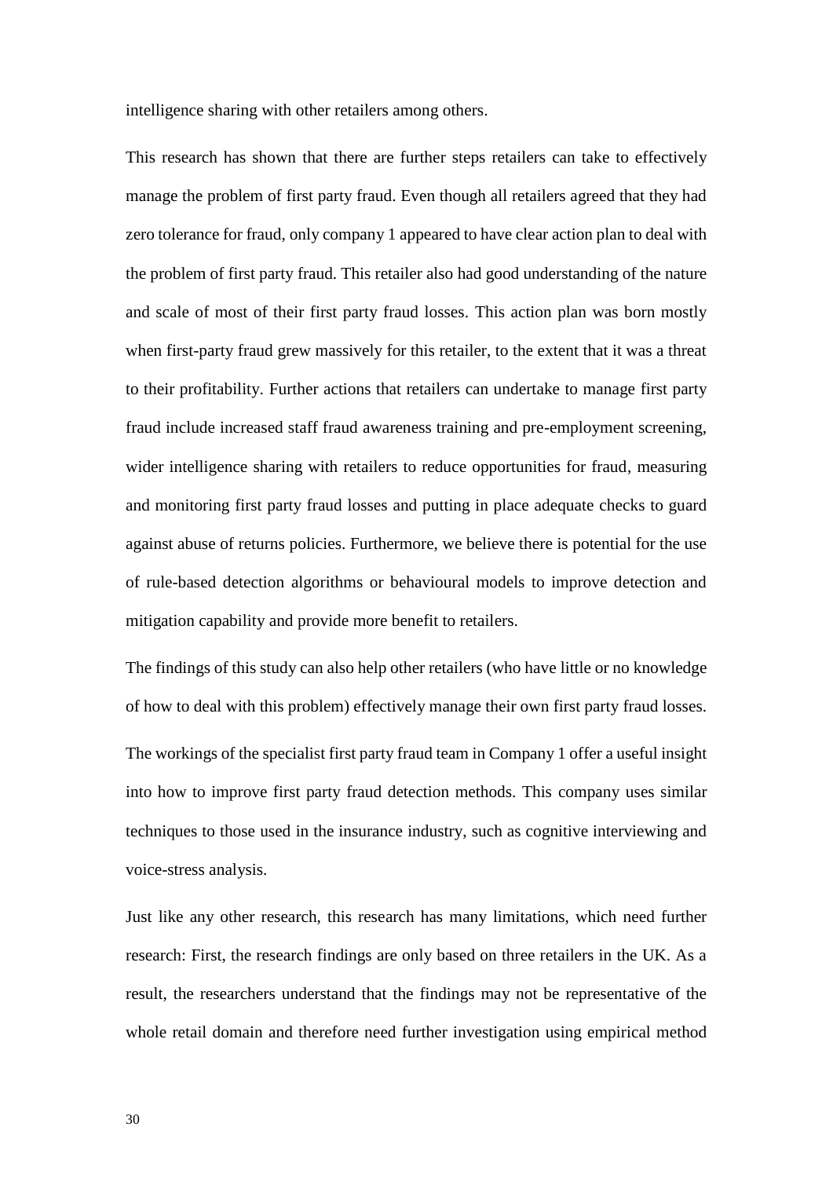intelligence sharing with other retailers among others.

This research has shown that there are further steps retailers can take to effectively manage the problem of first party fraud. Even though all retailers agreed that they had zero tolerance for fraud, only company 1 appeared to have clear action plan to deal with the problem of first party fraud. This retailer also had good understanding of the nature and scale of most of their first party fraud losses. This action plan was born mostly when first-party fraud grew massively for this retailer, to the extent that it was a threat to their profitability. Further actions that retailers can undertake to manage first party fraud include increased staff fraud awareness training and pre-employment screening, wider intelligence sharing with retailers to reduce opportunities for fraud, measuring and monitoring first party fraud losses and putting in place adequate checks to guard against abuse of returns policies. Furthermore, we believe there is potential for the use of rule-based detection algorithms or behavioural models to improve detection and mitigation capability and provide more benefit to retailers.

The findings of this study can also help other retailers (who have little or no knowledge of how to deal with this problem) effectively manage their own first party fraud losses. The workings of the specialist first party fraud team in Company 1 offer a useful insight into how to improve first party fraud detection methods. This company uses similar techniques to those used in the insurance industry, such as cognitive interviewing and voice-stress analysis.

Just like any other research, this research has many limitations, which need further research: First, the research findings are only based on three retailers in the UK. As a result, the researchers understand that the findings may not be representative of the whole retail domain and therefore need further investigation using empirical method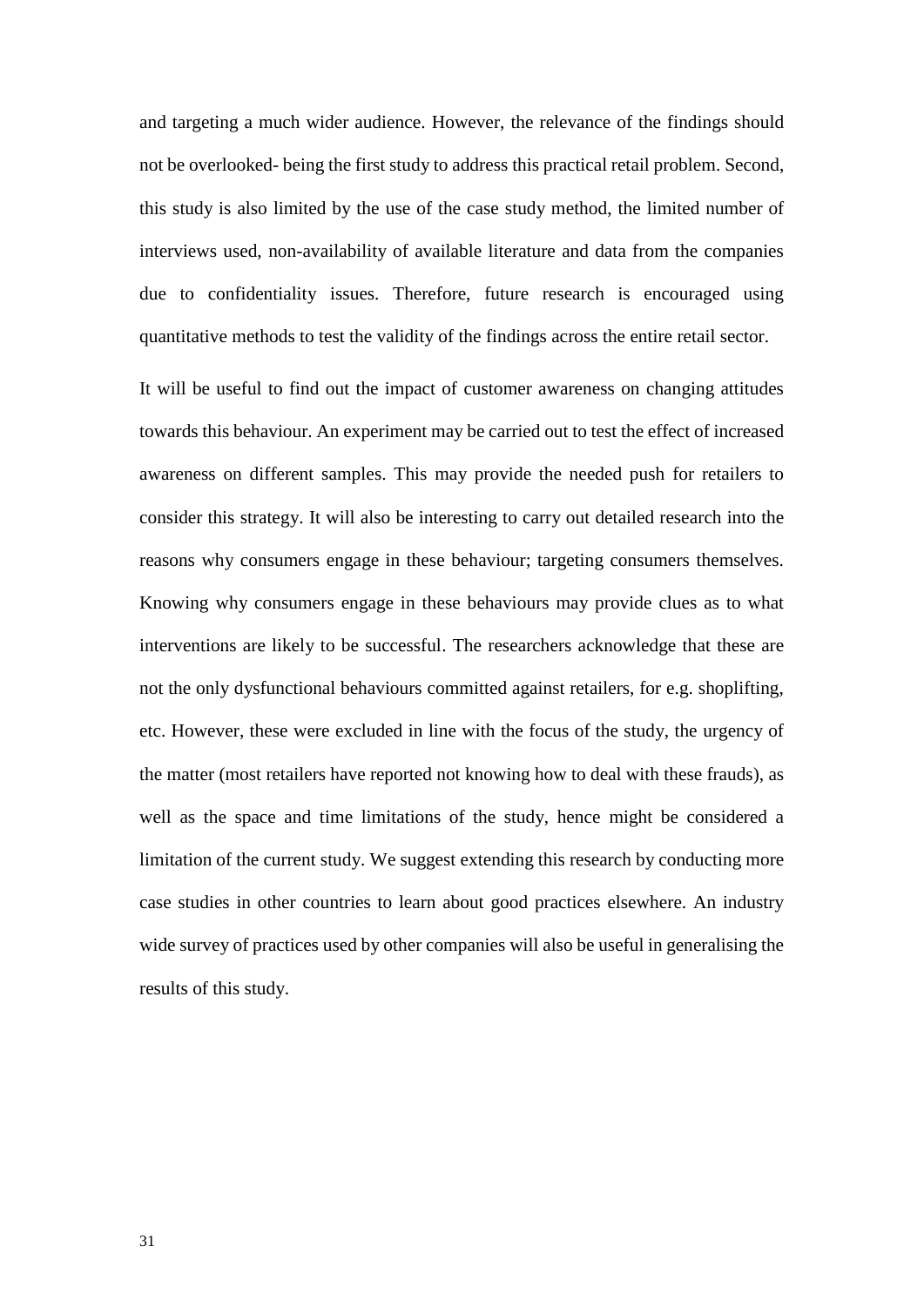and targeting a much wider audience. However, the relevance of the findings should not be overlooked- being the first study to address this practical retail problem. Second, this study is also limited by the use of the case study method, the limited number of interviews used, non-availability of available literature and data from the companies due to confidentiality issues. Therefore, future research is encouraged using quantitative methods to test the validity of the findings across the entire retail sector.

It will be useful to find out the impact of customer awareness on changing attitudes towards this behaviour. An experiment may be carried out to test the effect of increased awareness on different samples. This may provide the needed push for retailers to consider this strategy. It will also be interesting to carry out detailed research into the reasons why consumers engage in these behaviour; targeting consumers themselves. Knowing why consumers engage in these behaviours may provide clues as to what interventions are likely to be successful. The researchers acknowledge that these are not the only dysfunctional behaviours committed against retailers, for e.g. shoplifting, etc. However, these were excluded in line with the focus of the study, the urgency of the matter (most retailers have reported not knowing how to deal with these frauds), as well as the space and time limitations of the study, hence might be considered a limitation of the current study. We suggest extending this research by conducting more case studies in other countries to learn about good practices elsewhere. An industry wide survey of practices used by other companies will also be useful in generalising the results of this study.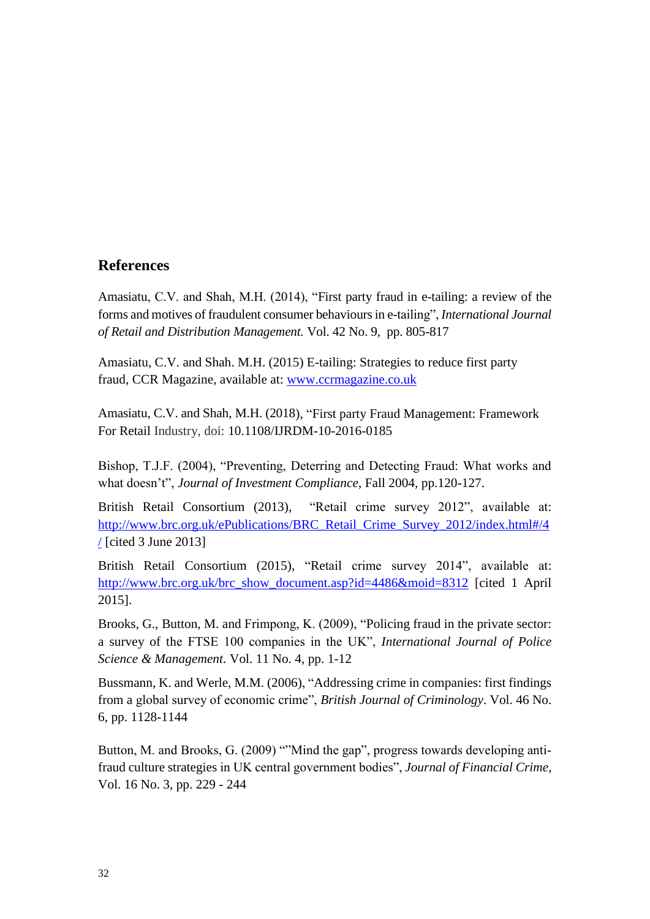## References

Amasiatu, C.V. and Shah, M.H. (2014), "First party fraud in e-tailing: a review of the forms and motives of fraudulent consumer behaviours in e-tailing", *International Journal of Retail and Distribution Management.* Vol. 42 No. 9, pp. 805-817

Amasiatu, C.V. and Shah. M.H. (2015) E-tailing: Strategies to reduce first party fraud, CCR Magazine, available at: www.ccrmagazine.co.uk

Amasiatu, C.V. and Shah, M.H. (2018), "First party Fraud Management: Framework For Retail Industry, doi: 10.1108/IJRDM-10-2016-0185

Bishop, T.J.F. (2004), "Preventing, Deterring and Detecting Fraud: What works and what doesn't", *Journal of Investment Compliance*, Fall 2004, pp.120-127.

British Retail Consortium (2013), "Retail crime survey 2012", available at: http://www.brc.org.uk/ePublications/BRC_Retail_Crime_Survey_2012/index.html#/4/ [cited 3 June 2013]

British Retail Consortium (2015), "Retail crime survey 2014", available at: http://www.brc.org.uk/brc_show_document.asp?id=4486&moid=8312 [cited 1 April 2015].

Brooks, G., Button, M. and Frimpong, K. (2009), "Policing fraud in the private sector: a survey of the FTSE 100 companies in the UK", *International Journal of Police Science & Management*. Vol. 11 No. 4, pp. 1-12

Bussmann, K. and Werle, M.M. (2006), "Addressing crime in companies: first findings from a global survey of economic crime", *British Journal of Criminology*. Vol. 46 No. 6, pp. 1128-1144

Button, M. and Brooks, G. (2009) ""Mind the gap", progress towards developing anti-fraud culture strategies in UK central government bodies", *Journal of Financial Crime*, Vol. 16 No. 3, pp. 229 - 244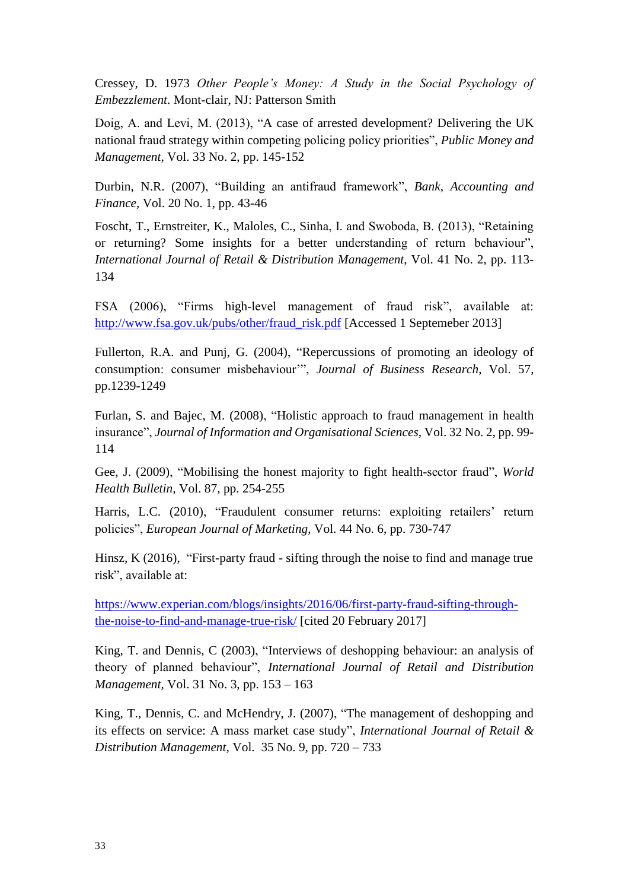Cressey, D. 1973 *Other People's Money: A Study in the Social Psychology of Embezzlement*. Mont-clair, NJ: Patterson Smith

Doig, A. and Levi, M. (2013), "A case of arrested development? Delivering the UK national fraud strategy within competing policing policy priorities", *Public Money and Management*, Vol. 33 No. 2, pp. 145-152

Durbin, N.R. (2007), "Building an antifraud framework", *Bank, Accounting and Finance*, Vol. 20 No. 1, pp. 43-46

Foscht, T., Ernstreiter, K., Maloles, C., Sinha, I. and Swoboda, B. (2013), "Retaining or returning? Some insights for a better understanding of return behaviour", *International Journal of Retail & Distribution Management*, Vol. 41 No. 2, pp. 113-134

FSA (2006), "Firms high-level management of fraud risk", available at: http://www.fsa.gov.uk/pubs/other/fraud_risk.pdf [Accessed 1 Septemeber 2013]

Fullerton, R.A. and Punj, G. (2004), "Repercussions of promoting an ideology of consumption: consumer misbehaviour'", *Journal of Business Research*, Vol. 57, pp.1239-1249

Furlan, S. and Bajec, M. (2008), "Holistic approach to fraud management in health insurance", *Journal of Information and Organisational Sciences*, Vol. 32 No. 2, pp. 99-114

Gee, J. (2009), "Mobilising the honest majority to fight health-sector fraud", *World Health Bulletin*, Vol. 87, pp. 254-255

Harris, L.C. (2010), "Fraudulent consumer returns: exploiting retailers' return policies", *European Journal of Marketing*, Vol. 44 No. 6, pp. 730-747

Hinsz, K (2016), "First-party fraud - sifting through the noise to find and manage true risk", available at:

https://www.experian.com/blogs/insights/2016/06/first-party-fraud-sifting-through-the-noise-to-find-and-manage-true-risk/ [cited 20 February 2017]

King, T. and Dennis, C (2003), "Interviews of deshopping behaviour: an analysis of theory of planned behaviour", *International Journal of Retail and Distribution Management*, Vol. 31 No. 3, pp. 153 – 163

King, T., Dennis, C. and McHendry, J. (2007), "The management of deshopping and its effects on service: A mass market case study", *International Journal of Retail & Distribution Management*, Vol. 35 No. 9, pp. 720 – 733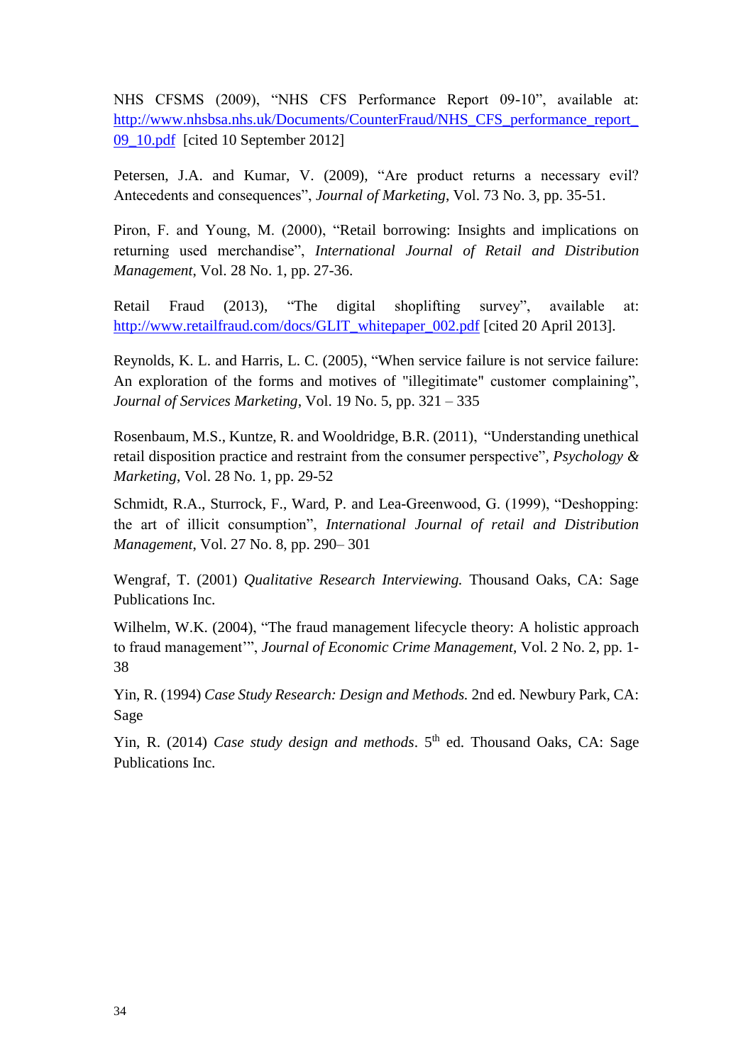NHS CFSMS (2009), “NHS CFS Performance Report 09-10”, available at: http://www.nhsbsa.nhs.uk/Documents/CounterFraud/NHS_CFS_performance_report_09_10.pdf [cited 10 September 2012]

Petersen, J.A. and Kumar, V. (2009), “Are product returns a necessary evil? Antecedents and consequences”, *Journal of Marketing*, Vol. 73 No. 3, pp. 35-51.

Piron, F. and Young, M. (2000), “Retail borrowing: Insights and implications on returning used merchandise”, *International Journal of Retail and Distribution Management*, Vol. 28 No. 1, pp. 27-36.

Retail Fraud (2013), “The digital shoplifting survey”, available at: http://www.retailfraud.com/docs/GLIT_whitepaper_002.pdf [cited 20 April 2013].

Reynolds, K. L. and Harris, L. C. (2005), “When service failure is not service failure: An exploration of the forms and motives of "illegitimate" customer complaining”, *Journal of Services Marketing*, Vol. 19 No. 5, pp. 321 – 335

Rosenbaum, M.S., Kuntze, R. and Wooldridge, B.R. (2011), “Understanding unethical retail disposition practice and restraint from the consumer perspective”, *Psychology & Marketing*, Vol. 28 No. 1, pp. 29-52

Schmidt, R.A., Sturrock, F., Ward, P. and Lea-Greenwood, G. (1999), “Deshopping: the art of illicit consumption”, *International Journal of retail and Distribution Management*, Vol. 27 No. 8, pp. 290– 301

Wengraf, T. (2001) *Qualitative Research Interviewing.* Thousand Oaks, CA: Sage Publications Inc.

Wilhelm, W.K. (2004), “The fraud management lifecycle theory: A holistic approach to fraud management'”, *Journal of Economic Crime Management*, Vol. 2 No. 2, pp. 1-38

Yin, R. (1994) *Case Study Research: Design and Methods.* 2nd ed. Newbury Park, CA: Sage

Yin, R. (2014) *Case study design and methods*. 5th ed. Thousand Oaks, CA: Sage Publications Inc.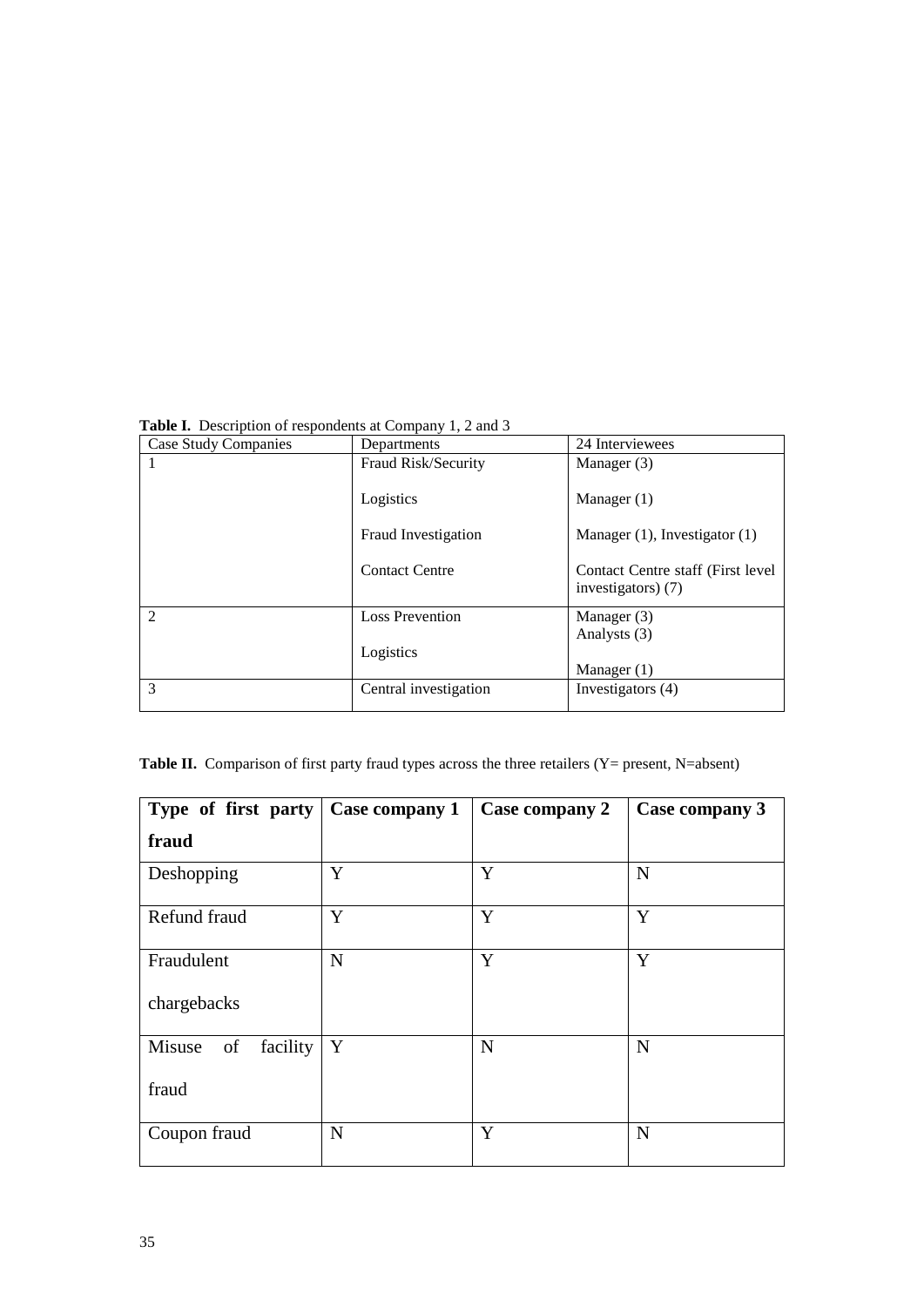**Table I.** Description of respondents at Company 1, 2 and 3

| Case Study Companies | Departments | 24 Interviewees |
|---|---|---|
| 1 | Fraud Risk/Security | Manager (3) |
| | Logistics | Manager (1) |
| | Fraud Investigation | Manager (1), Investigator (1) |
| | Contact Centre | Contact Centre staff (First level investigators) (7) |
| 2 | Loss Prevention | Manager (3)<br>Analysts (3) |
| | Logistics | Manager (1) |
| 3 | Central investigation | Investigators (4) |

**Table II.** Comparison of first party fraud types across the three retailers (Y= present, N=absent)

| Type of first party fraud | Case company 1 | Case company 2 | Case company 3 |
|---|---|---|---|
| Deshopping | Y | Y | N |
| Refund fraud | Y | Y | Y |
| Fraudulent chargebacks | N | Y | Y |
| Misuse of facility fraud | Y | N | N |
| Coupon fraud | N | Y | N |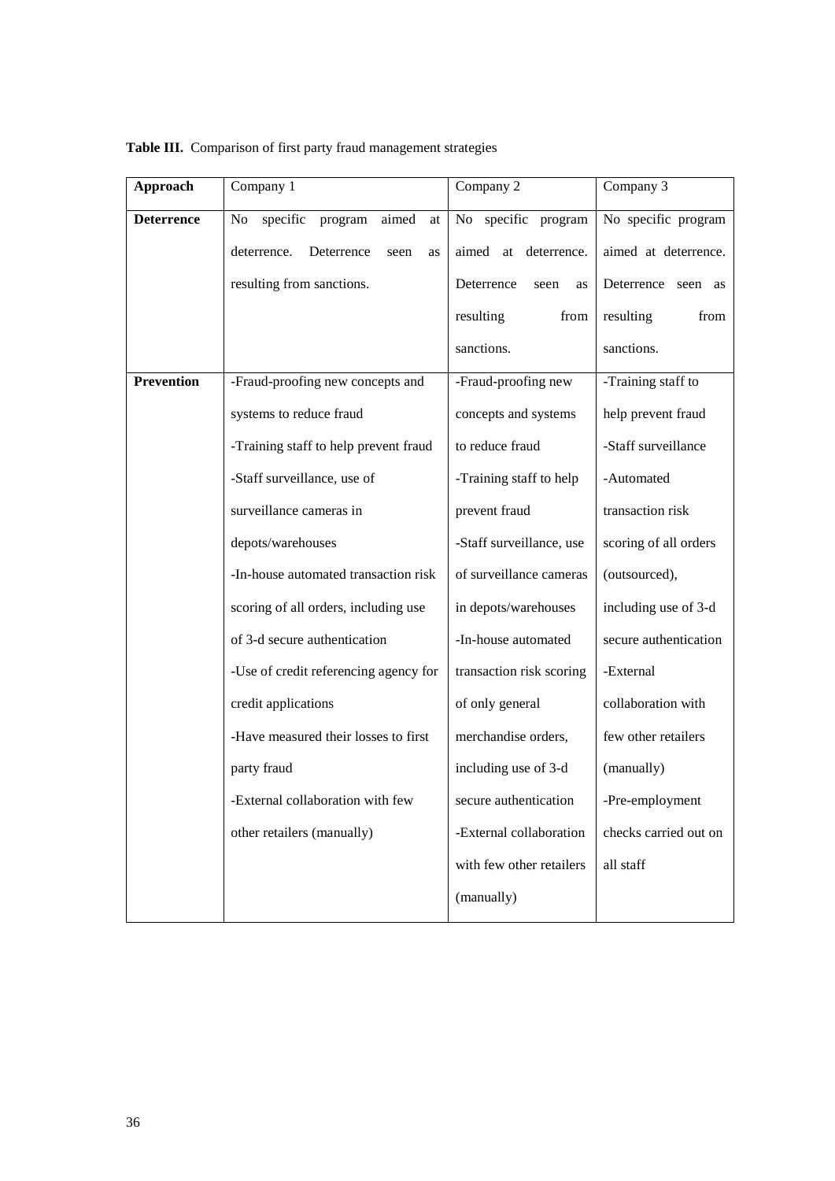**Table III.** Comparison of first party fraud management strategies

| Approach | Company 1 | Company 2 | Company 3 |
|---|---|---|---|
| **Deterrence** | No specific program aimed at deterrence. Deterrence seen as resulting from sanctions. | No specific program aimed at deterrence. Deterrence seen as resulting from sanctions. | No specific program aimed at deterrence. Deterrence seen as resulting from sanctions. |
| **Prevention** | -Fraud-proofing new concepts and systems to reduce fraud<br>-Training staff to help prevent fraud<br>-Staff surveillance, use of surveillance cameras in depots/warehouses<br>-In-house automated transaction risk scoring of all orders, including use of 3-d secure authentication<br>-Use of credit referencing agency for credit applications<br>-Have measured their losses to first party fraud<br>-External collaboration with few other retailers (manually) | -Fraud-proofing new concepts and systems to reduce fraud<br>-Training staff to help prevent fraud<br>-Staff surveillance, use of surveillance cameras in depots/warehouses<br>-In-house automated transaction risk scoring of only general merchandise orders, including use of 3-d secure authentication<br>-External collaboration with few other retailers (manually) | -Training staff to help prevent fraud<br>-Staff surveillance<br>-Automated transaction risk scoring of all orders (outsourced), including use of 3-d secure authentication<br>-External collaboration with few other retailers (manually)<br>-Pre-employment checks carried out on all staff |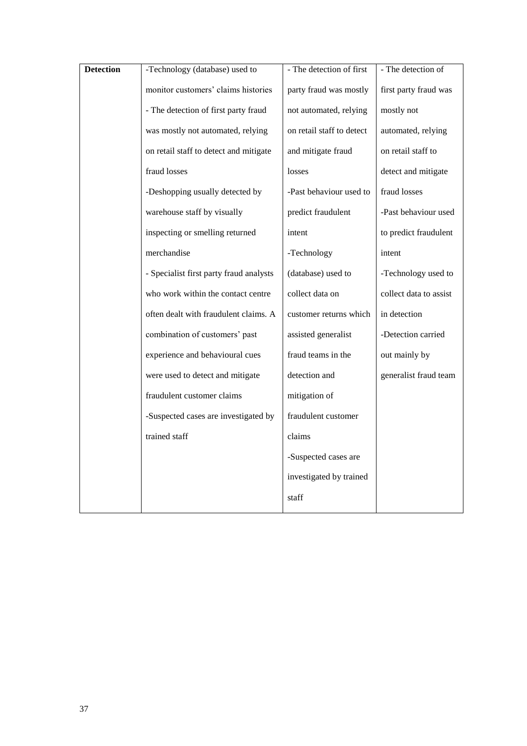| **Detection** | -Technology (database) used to monitor customers' claims histories<br>- The detection of first party fraud was mostly not automated, relying on retail staff to detect and mitigate fraud losses<br>-Deshopping usually detected by warehouse staff by visually inspecting or smelling returned merchandise<br>- Specialist first party fraud analysts who work within the contact centre often dealt with fraudulent claims. A combination of customers' past experience and behavioural cues were used to detect and mitigate fraudulent customer claims<br>-Suspected cases are investigated by trained staff | - The detection of first party fraud was mostly not automated, relying on retail staff to detect and mitigate fraud losses<br>-Past behaviour used to predict fraudulent intent<br>-Technology (database) used to collect data on customer returns which assisted generalist fraud teams in the detection and mitigation of fraudulent customer claims<br>-Suspected cases are investigated by trained staff | - The detection of first party fraud was mostly not automated, relying on retail staff to detect and mitigate fraud losses<br>-Past behaviour used to predict fraudulent intent<br>-Technology used to collect data to assist in detection<br>-Detection carried out mainly by generalist fraud team |
|---|---|---|---|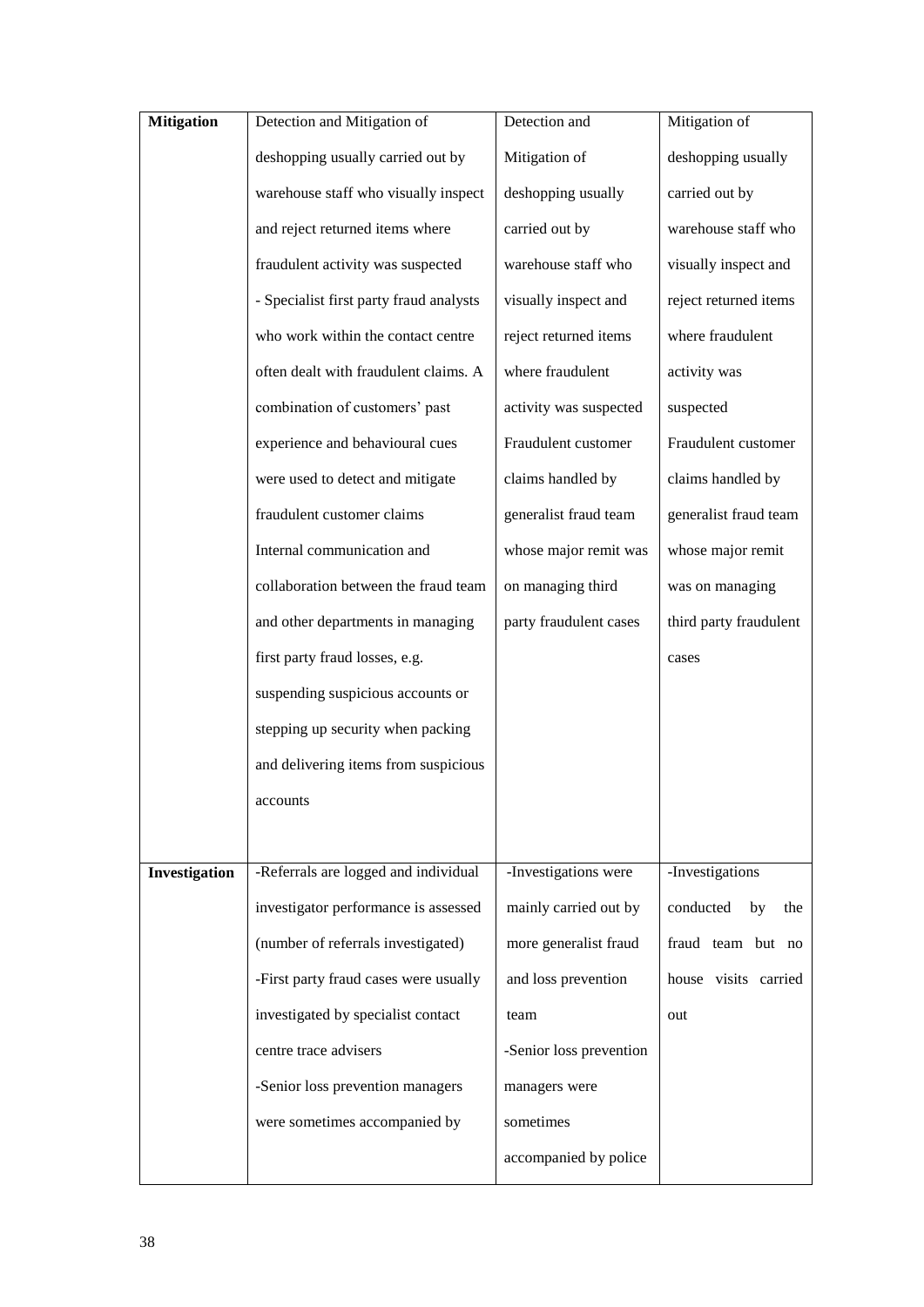| Mitigation | Detection and Mitigation of deshopping usually carried out by warehouse staff who visually inspect and reject returned items where fraudulent activity was suspected - Specialist first party fraud analysts who work within the contact centre often dealt with fraudulent claims. A combination of customers' past experience and behavioural cues were used to detect and mitigate fraudulent customer claims Internal communication and collaboration between the fraud team and other departments in managing first party fraud losses, e.g. suspending suspicious accounts or stepping up security when packing and delivering items from suspicious accounts | Detection and Mitigation of deshopping usually carried out by warehouse staff who visually inspect and reject returned items where fraudulent activity was suspected Fraudulent customer claims handled by generalist fraud team whose major remit was on managing third party fraudulent cases | Mitigation of deshopping usually carried out by warehouse staff who visually inspect and reject returned items where fraudulent activity was suspected Fraudulent customer claims handled by generalist fraud team whose major remit was on managing third party fraudulent cases |
|---|---|---|---|
| **Investigation** | -Referrals are logged and individual investigator performance is assessed (number of referrals investigated) -First party fraud cases were usually investigated by specialist contact centre trace advisers -Senior loss prevention managers were sometimes accompanied by | -Investigations were mainly carried out by more generalist fraud and loss prevention team -Senior loss prevention managers were sometimes accompanied by police | -Investigations conducted by the fraud team but no house visits carried out |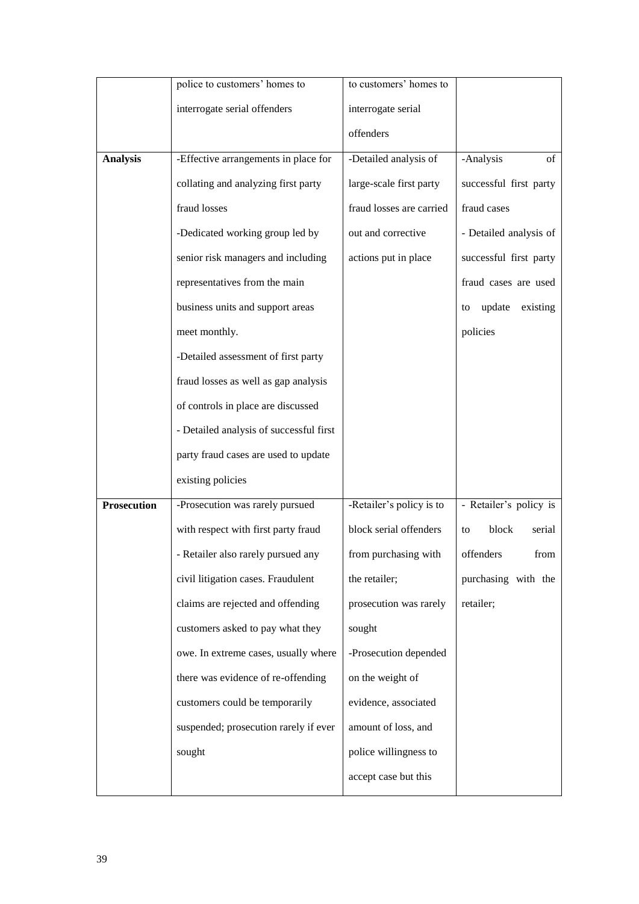| | police to customers' homes to interrogate serial offenders | to customers' homes to interrogate serial offenders | |
|---|---|---|---|
| **Analysis** | -Effective arrangements in place for collating and analyzing first party fraud losses<br>-Dedicated working group led by senior risk managers and including representatives from the main business units and support areas meet monthly.<br>-Detailed assessment of first party fraud losses as well as gap analysis of controls in place are discussed<br>- Detailed analysis of successful first party fraud cases are used to update existing policies | -Detailed analysis of large-scale first party fraud losses are carried out and corrective actions put in place | -Analysis of successful first party fraud cases<br>- Detailed analysis of successful first party fraud cases are used to update existing policies |
| **Prosecution** | -Prosecution was rarely pursued with respect with first party fraud<br>- Retailer also rarely pursued any civil litigation cases. Fraudulent claims are rejected and offending customers asked to pay what they owe. In extreme cases, usually where there was evidence of re-offending customers could be temporarily suspended; prosecution rarely if ever sought | -Retailer's policy is to block serial offenders from purchasing with the retailer; prosecution was rarely sought<br>-Prosecution depended on the weight of evidence, associated amount of loss, and police willingness to accept case but this | - Retailer's policy is to block serial offenders from purchasing with the retailer; |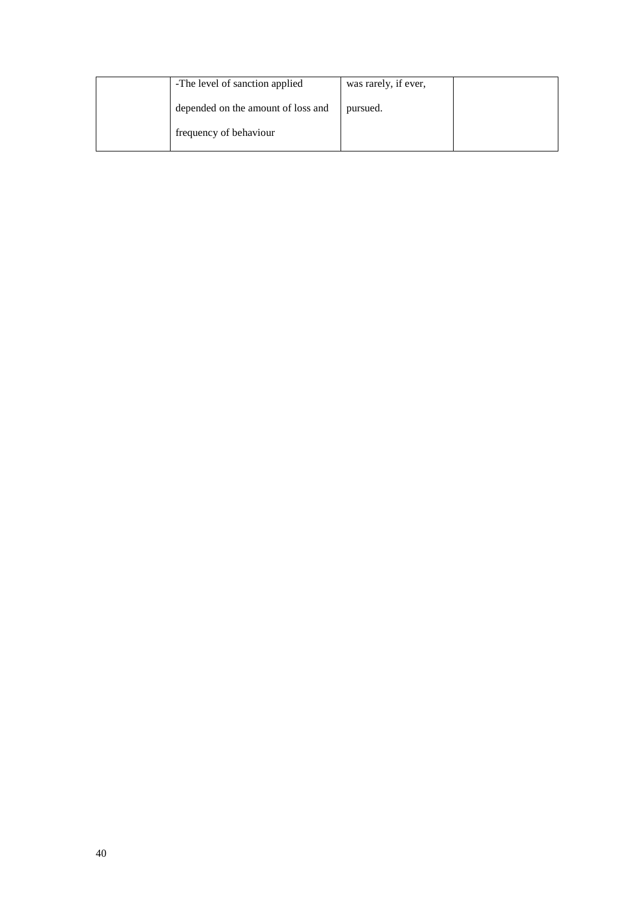| | | | |
|---|---|---|---|
| | -The level of sanction applied depended on the amount of loss and frequency of behaviour | was rarely, if ever, pursued. | |